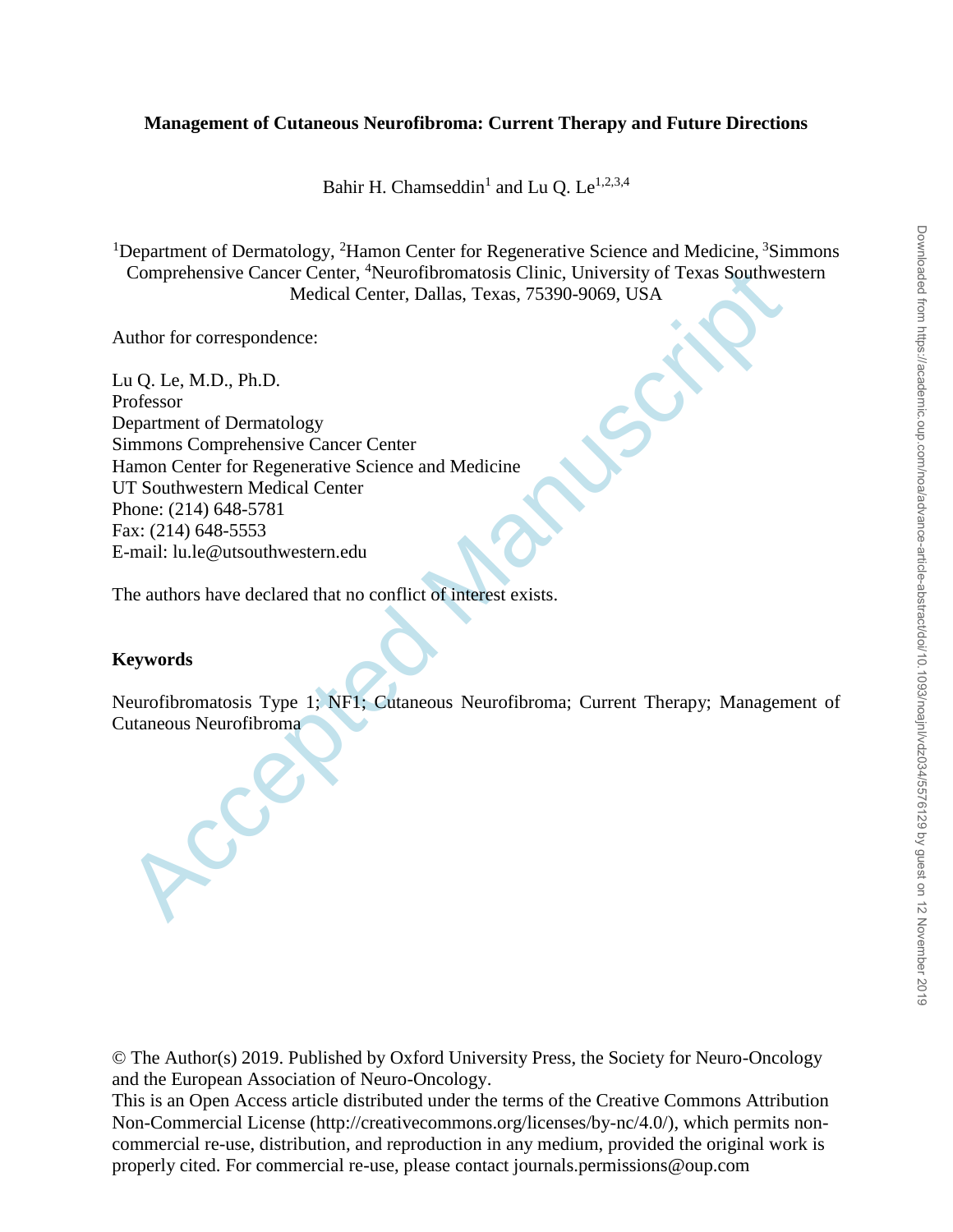**Management of Cutaneous Neurofibroma: Current Therapy and Future Directions**

Bahir H. Chamseddin[1] and Lu Q. Le[1,2,3,4]

[1]Department of Dermatology, [2]Hamon Center for Regenerative Science and Medicine, [3]Simmons Comprehensive Cancer Center, [4]Neurofibromatosis Clinic, University of Texas Southwestern Medical Center, Dallas, Texas, 75390-9069, USA

Author for correspondence:

Lu Q. Le, M.D., Ph.D.
Professor
Department of Dermatology
Simmons Comprehensive Cancer Center
Hamon Center for Regenerative Science and Medicine
UT Southwestern Medical Center
Phone: (214) 648-5781
Fax: (214) 648-5553
E-mail: lu.le@utsouthwestern.edu

The authors have declared that no conflict of interest exists.

**Keywords**

Neurofibromatosis Type 1; NF1; Cutaneous Neurofibroma; Current Therapy; Management of Cutaneous Neurofibroma

© The Author(s) 2019. Published by Oxford University Press, the Society for Neuro-Oncology and the European Association of Neuro-Oncology.
This is an Open Access article distributed under the terms of the Creative Commons Attribution Non-Commercial License (http://creativecommons.org/licenses/by-nc/4.0/), which permits non-commercial re-use, distribution, and reproduction in any medium, provided the original work is properly cited. For commercial re-use, please contact journals.permissions@oup.com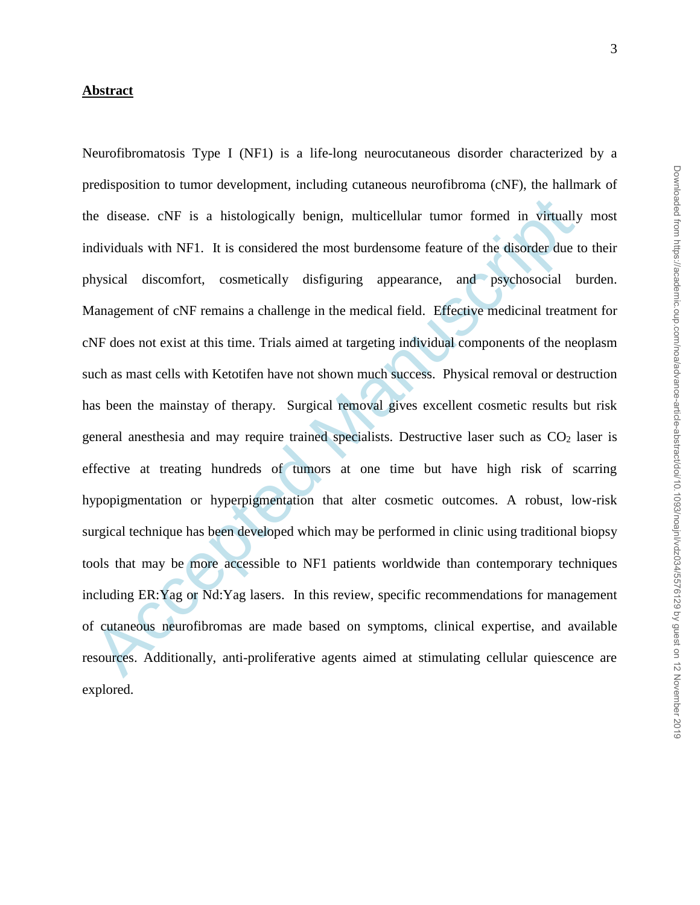## Abstract

Neurofibromatosis Type I (NF1) is a life-long neurocutaneous disorder characterized by a predisposition to tumor development, including cutaneous neurofibroma (cNF), the hallmark of the disease. cNF is a histologically benign, multicellular tumor formed in virtually most individuals with NF1. It is considered the most burdensome feature of the disorder due to their physical discomfort, cosmetically disfiguring appearance, and psychosocial burden. Management of cNF remains a challenge in the medical field. Effective medicinal treatment for cNF does not exist at this time. Trials aimed at targeting individual components of the neoplasm such as mast cells with Ketotifen have not shown much success. Physical removal or destruction has been the mainstay of therapy. Surgical removal gives excellent cosmetic results but risk general anesthesia and may require trained specialists. Destructive laser such as $CO_2$ laser is effective at treating hundreds of tumors at one time but have high risk of scarring hypopigmentation or hyperpigmentation that alter cosmetic outcomes. A robust, low-risk surgical technique has been developed which may be performed in clinic using traditional biopsy tools that may be more accessible to NF1 patients worldwide than contemporary techniques including ER:Yag or Nd:Yag lasers. In this review, specific recommendations for management of cutaneous neurofibromas are made based on symptoms, clinical expertise, and available resources. Additionally, anti-proliferative agents aimed at stimulating cellular quiescence are explored.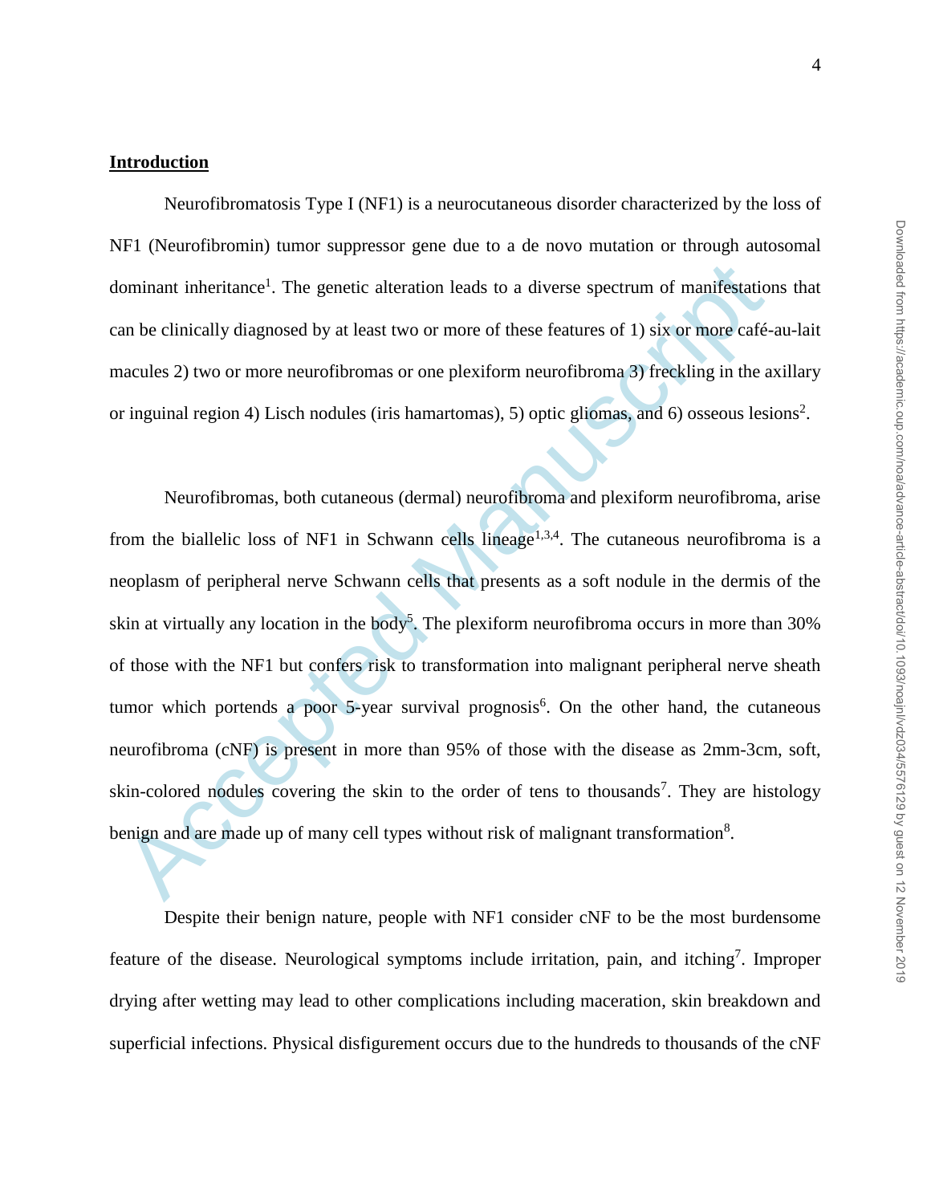## Introduction

Neurofibromatosis Type I (NF1) is a neurocutaneous disorder characterized by the loss of NF1 (Neurofibromin) tumor suppressor gene due to a de novo mutation or through autosomal dominant inheritance[1]. The genetic alteration leads to a diverse spectrum of manifestations that can be clinically diagnosed by at least two or more of these features of 1) six or more café-au-lait macules 2) two or more neurofibromas or one plexiform neurofibroma 3) freckling in the axillary or inguinal region 4) Lisch nodules (iris hamartomas), 5) optic gliomas, and 6) osseous lesions[2].

Neurofibromas, both cutaneous (dermal) neurofibroma and plexiform neurofibroma, arise from the biallelic loss of NF1 in Schwann cells lineage[1,3,4]. The cutaneous neurofibroma is a neoplasm of peripheral nerve Schwann cells that presents as a soft nodule in the dermis of the skin at virtually any location in the body[5]. The plexiform neurofibroma occurs in more than 30% of those with the NF1 but confers risk to transformation into malignant peripheral nerve sheath tumor which portends a poor 5-year survival prognosis[6]. On the other hand, the cutaneous neurofibroma (cNF) is present in more than 95% of those with the disease as 2mm-3cm, soft, skin-colored nodules covering the skin to the order of tens to thousands[7]. They are histology benign and are made up of many cell types without risk of malignant transformation[8].

Despite their benign nature, people with NF1 consider cNF to be the most burdensome feature of the disease. Neurological symptoms include irritation, pain, and itching[7]. Improper drying after wetting may lead to other complications including maceration, skin breakdown and superficial infections. Physical disfigurement occurs due to the hundreds to thousands of the cNF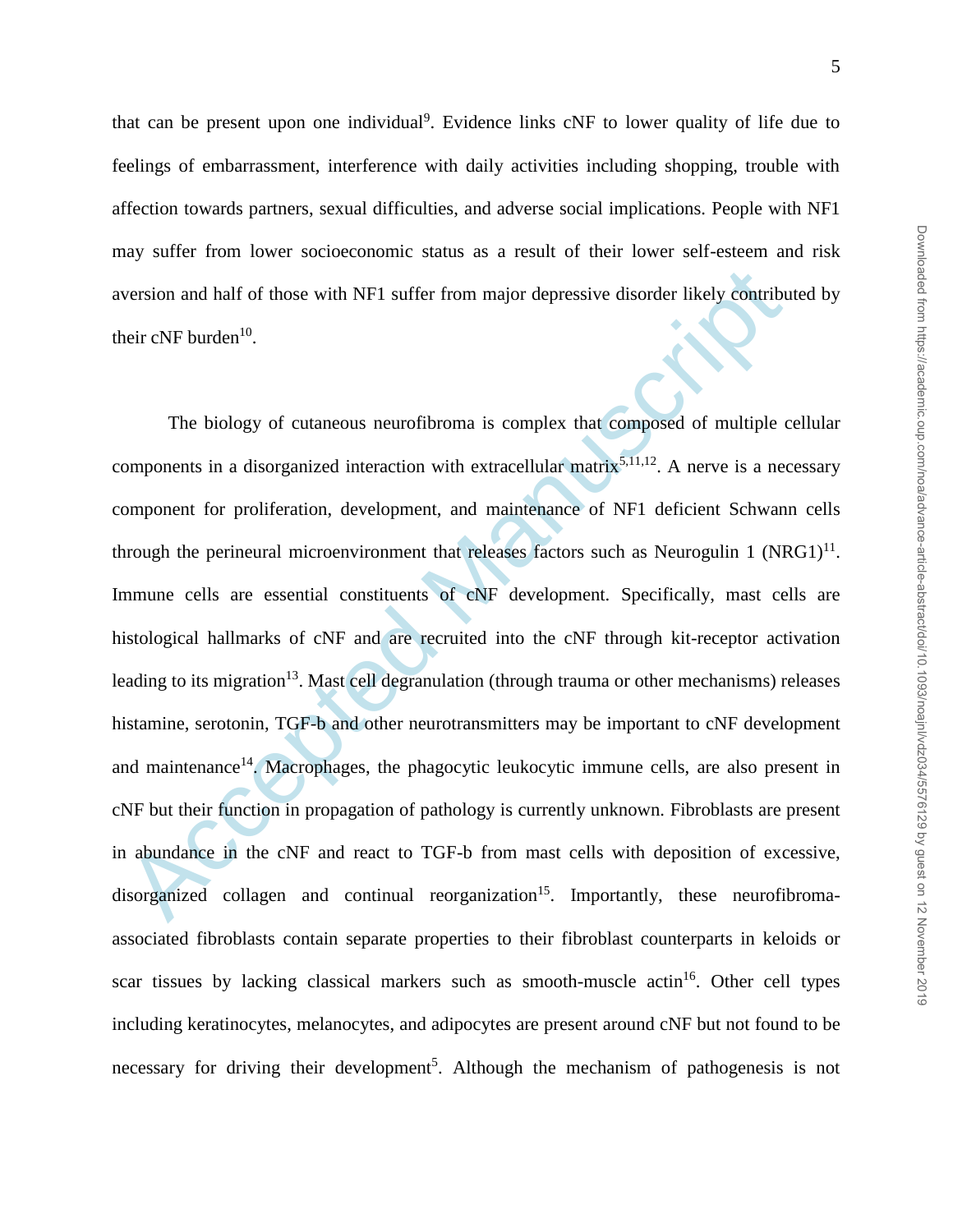that can be present upon one individual[9]. Evidence links cNF to lower quality of life due to feelings of embarrassment, interference with daily activities including shopping, trouble with affection towards partners, sexual difficulties, and adverse social implications. People with NF1 may suffer from lower socioeconomic status as a result of their lower self-esteem and risk aversion and half of those with NF1 suffer from major depressive disorder likely contributed by their cNF burden[10].

The biology of cutaneous neurofibroma is complex that composed of multiple cellular components in a disorganized interaction with extracellular matrix[5,11,12]. A nerve is a necessary component for proliferation, development, and maintenance of NF1 deficient Schwann cells through the perineural microenvironment that releases factors such as Neurogulin 1 (NRG1)[11]. Immune cells are essential constituents of cNF development. Specifically, mast cells are histological hallmarks of cNF and are recruited into the cNF through kit-receptor activation leading to its migration[13]. Mast cell degranulation (through trauma or other mechanisms) releases histamine, serotonin, TGF-b and other neurotransmitters may be important to cNF development and maintenance[14]. Macrophages, the phagocytic leukocytic immune cells, are also present in cNF but their function in propagation of pathology is currently unknown. Fibroblasts are present in abundance in the cNF and react to TGF-b from mast cells with deposition of excessive, disorganized collagen and continual reorganization[15]. Importantly, these neurofibroma-associated fibroblasts contain separate properties to their fibroblast counterparts in keloids or scar tissues by lacking classical markers such as smooth-muscle actin[16]. Other cell types including keratinocytes, melanocytes, and adipocytes are present around cNF but not found to be necessary for driving their development[5]. Although the mechanism of pathogenesis is not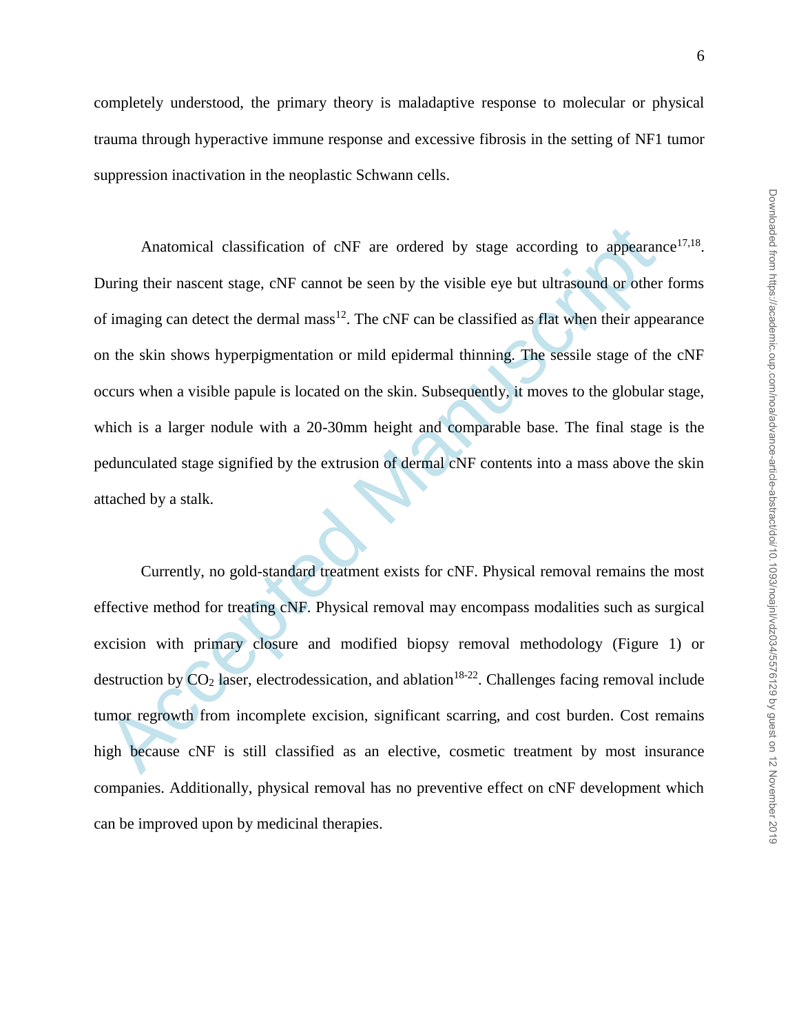completely understood, the primary theory is maladaptive response to molecular or physical trauma through hyperactive immune response and excessive fibrosis in the setting of NF1 tumor suppression inactivation in the neoplastic Schwann cells.

Anatomical classification of cNF are ordered by stage according to appearance[17,18]. During their nascent stage, cNF cannot be seen by the visible eye but ultrasound or other forms of imaging can detect the dermal mass[12]. The cNF can be classified as flat when their appearance on the skin shows hyperpigmentation or mild epidermal thinning. The sessile stage of the cNF occurs when a visible papule is located on the skin. Subsequently, it moves to the globular stage, which is a larger nodule with a 20-30mm height and comparable base. The final stage is the pedunculated stage signified by the extrusion of dermal cNF contents into a mass above the skin attached by a stalk.

Currently, no gold-standard treatment exists for cNF. Physical removal remains the most effective method for treating cNF. Physical removal may encompass modalities such as surgical excision with primary closure and modified biopsy removal methodology (Figure 1) or destruction by $CO_2$ laser, electrodessication, and ablation[18-22]. Challenges facing removal include tumor regrowth from incomplete excision, significant scarring, and cost burden. Cost remains high because cNF is still classified as an elective, cosmetic treatment by most insurance companies. Additionally, physical removal has no preventive effect on cNF development which can be improved upon by medicinal therapies.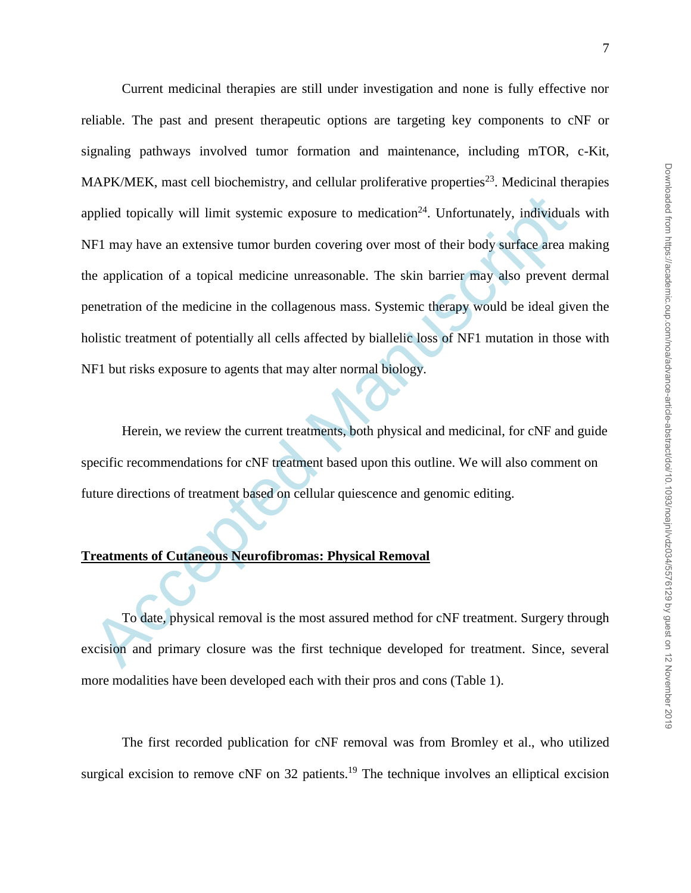Current medicinal therapies are still under investigation and none is fully effective nor reliable. The past and present therapeutic options are targeting key components to cNF or signaling pathways involved tumor formation and maintenance, including mTOR, c-Kit, MAPK/MEK, mast cell biochemistry, and cellular proliferative properties[23]. Medicinal therapies applied topically will limit systemic exposure to medication[24]. Unfortunately, individuals with NF1 may have an extensive tumor burden covering over most of their body surface area making the application of a topical medicine unreasonable. The skin barrier may also prevent dermal penetration of the medicine in the collagenous mass. Systemic therapy would be ideal given the holistic treatment of potentially all cells affected by biallelic loss of NF1 mutation in those with NF1 but risks exposure to agents that may alter normal biology.

Herein, we review the current treatments, both physical and medicinal, for cNF and guide specific recommendations for cNF treatment based upon this outline. We will also comment on future directions of treatment based on cellular quiescence and genomic editing.

## Treatments of Cutaneous Neurofibromas: Physical Removal

To date, physical removal is the most assured method for cNF treatment. Surgery through excision and primary closure was the first technique developed for treatment. Since, several more modalities have been developed each with their pros and cons (Table 1).

The first recorded publication for cNF removal was from Bromley et al., who utilized surgical excision to remove cNF on 32 patients.[19] The technique involves an elliptical excision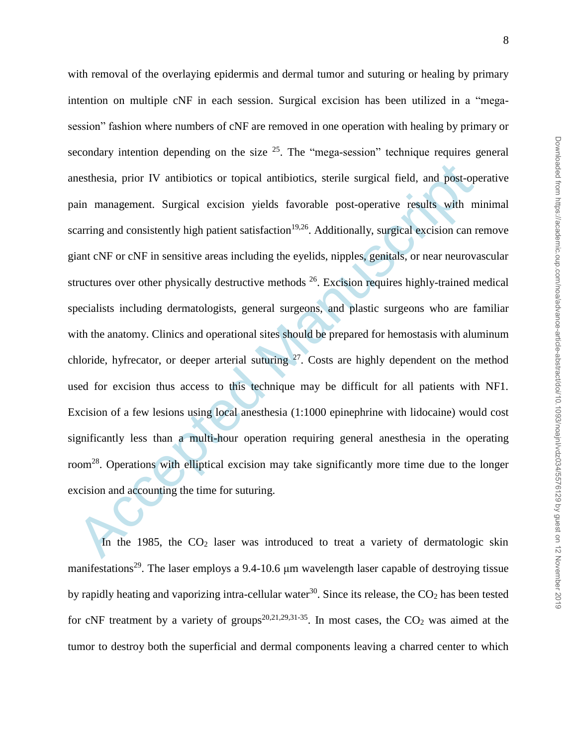with removal of the overlaying epidermis and dermal tumor and suturing or healing by primary intention on multiple cNF in each session. Surgical excision has been utilized in a "mega-session" fashion where numbers of cNF are removed in one operation with healing by primary or secondary intention depending on the size [25]. The "mega-session" technique requires general anesthesia, prior IV antibiotics or topical antibiotics, sterile surgical field, and post-operative pain management. Surgical excision yields favorable post-operative results with minimal scarring and consistently high patient satisfaction[19,26]. Additionally, surgical excision can remove giant cNF or cNF in sensitive areas including the eyelids, nipples, genitals, or near neurovascular structures over other physically destructive methods [26]. Excision requires highly-trained medical specialists including dermatologists, general surgeons, and plastic surgeons who are familiar with the anatomy. Clinics and operational sites should be prepared for hemostasis with aluminum chloride, hyfrecator, or deeper arterial suturing [27]. Costs are highly dependent on the method used for excision thus access to this technique may be difficult for all patients with NF1. Excision of a few lesions using local anesthesia (1:1000 epinephrine with lidocaine) would cost significantly less than a multi-hour operation requiring general anesthesia in the operating room[28]. Operations with elliptical excision may take significantly more time due to the longer excision and accounting the time for suturing.

In the 1985, the $CO_2$ laser was introduced to treat a variety of dermatologic skin manifestations[29]. The laser employs a 9.4-10.6 μm wavelength laser capable of destroying tissue by rapidly heating and vaporizing intra-cellular water[30]. Since its release, the $CO_2$ has been tested for cNF treatment by a variety of groups[20,21,29,31-35]. In most cases, the $CO_2$ was aimed at the tumor to destroy both the superficial and dermal components leaving a charred center to which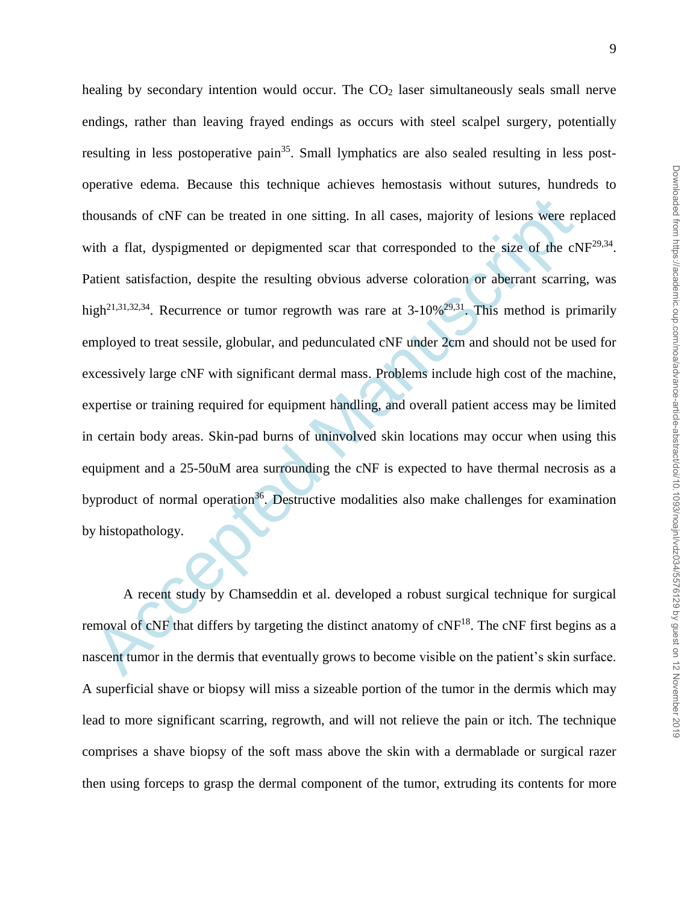healing by secondary intention would occur. The $CO_2$ laser simultaneously seals small nerve endings, rather than leaving frayed endings as occurs with steel scalpel surgery, potentially resulting in less postoperative pain[35]. Small lymphatics are also sealed resulting in less post-operative edema. Because this technique achieves hemostasis without sutures, hundreds to thousands of cNF can be treated in one sitting. In all cases, majority of lesions were replaced with a flat, dyspigmented or depigmented scar that corresponded to the size of the cNF[29,34]. Patient satisfaction, despite the resulting obvious adverse coloration or aberrant scarring, was high[21,31,32,34]. Recurrence or tumor regrowth was rare at 3-10%[29,31]. This method is primarily employed to treat sessile, globular, and pedunculated cNF under 2cm and should not be used for excessively large cNF with significant dermal mass. Problems include high cost of the machine, expertise or training required for equipment handling, and overall patient access may be limited in certain body areas. Skin-pad burns of uninvolved skin locations may occur when using this equipment and a 25-50uM area surrounding the cNF is expected to have thermal necrosis as a byproduct of normal operation[36]. Destructive modalities also make challenges for examination by histopathology.

A recent study by Chamseddin et al. developed a robust surgical technique for surgical removal of cNF that differs by targeting the distinct anatomy of cNF[18]. The cNF first begins as a nascent tumor in the dermis that eventually grows to become visible on the patient's skin surface. A superficial shave or biopsy will miss a sizeable portion of the tumor in the dermis which may lead to more significant scarring, regrowth, and will not relieve the pain or itch. The technique comprises a shave biopsy of the soft mass above the skin with a dermablade or surgical razer then using forceps to grasp the dermal component of the tumor, extruding its contents for more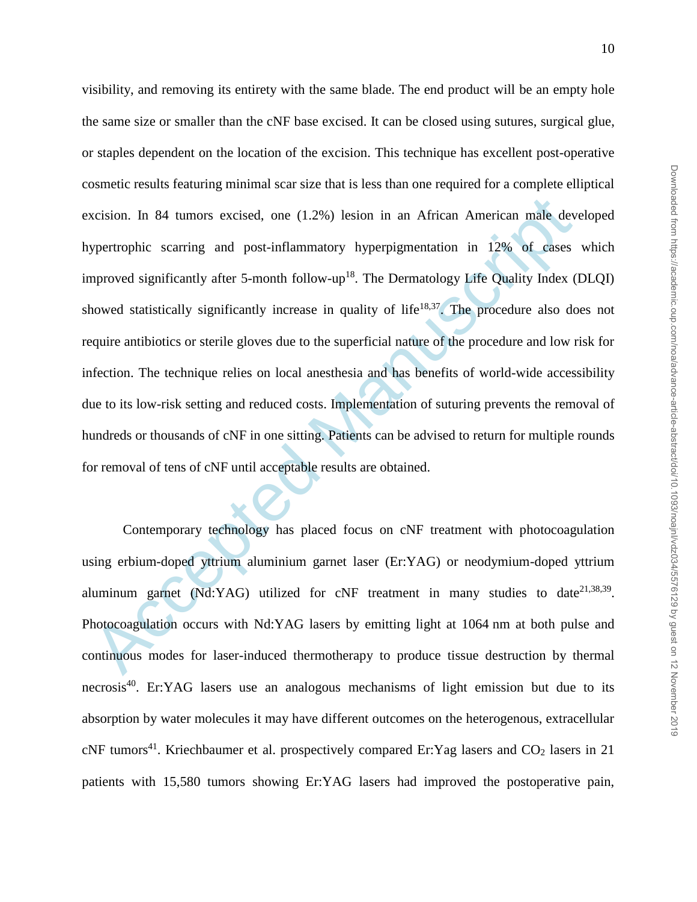visibility, and removing its entirety with the same blade. The end product will be an empty hole the same size or smaller than the cNF base excised. It can be closed using sutures, surgical glue, or staples dependent on the location of the excision. This technique has excellent post-operative cosmetic results featuring minimal scar size that is less than one required for a complete elliptical excision. In 84 tumors excised, one (1.2%) lesion in an African American male developed hypertrophic scarring and post-inflammatory hyperpigmentation in 12% of cases which improved significantly after 5-month follow-up[18]. The Dermatology Life Quality Index (DLQI) showed statistically significantly increase in quality of life[18,37]. The procedure also does not require antibiotics or sterile gloves due to the superficial nature of the procedure and low risk for infection. The technique relies on local anesthesia and has benefits of world-wide accessibility due to its low-risk setting and reduced costs. Implementation of suturing prevents the removal of hundreds or thousands of cNF in one sitting. Patients can be advised to return for multiple rounds for removal of tens of cNF until acceptable results are obtained.

Contemporary technology has placed focus on cNF treatment with photocoagulation using erbium-doped yttrium aluminium garnet laser (Er:YAG) or neodymium-doped yttrium aluminum garnet (Nd:YAG) utilized for cNF treatment in many studies to date[21,38,39]. Photocoagulation occurs with Nd:YAG lasers by emitting light at 1064 nm at both pulse and continuous modes for laser-induced thermotherapy to produce tissue destruction by thermal necrosis[40]. Er:YAG lasers use an analogous mechanisms of light emission but due to its absorption by water molecules it may have different outcomes on the heterogenous, extracellular cNF tumors[41]. Kriechbaumer et al. prospectively compared Er:Yag lasers and $CO_2$ lasers in 21 patients with 15,580 tumors showing Er:YAG lasers had improved the postoperative pain,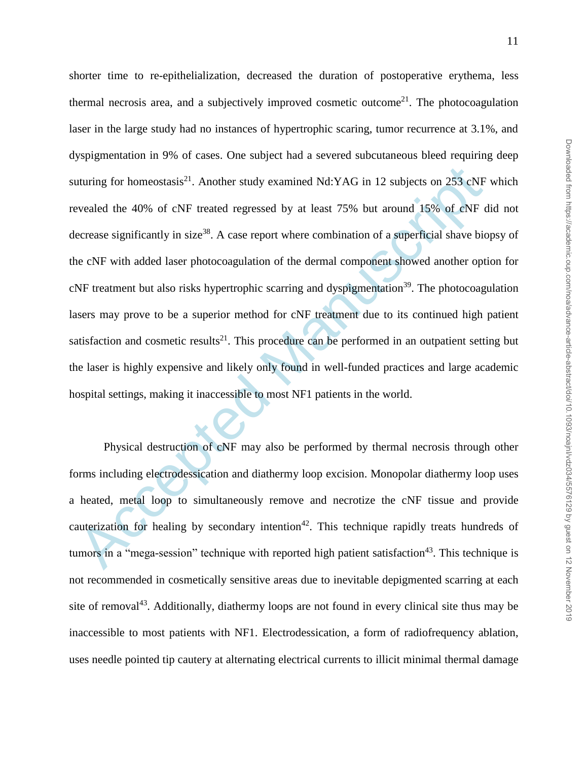shorter time to re-epithelialization, decreased the duration of postoperative erythema, less thermal necrosis area, and a subjectively improved cosmetic outcome[21]. The photocoagulation laser in the large study had no instances of hypertrophic scaring, tumor recurrence at 3.1%, and dyspigmentation in 9% of cases. One subject had a severed subcutaneous bleed requiring deep suturing for homeostasis[21]. Another study examined Nd:YAG in 12 subjects on 253 cNF which revealed the 40% of cNF treated regressed by at least 75% but around 15% of cNF did not decrease significantly in size[38]. A case report where combination of a superficial shave biopsy of the cNF with added laser photocoagulation of the dermal component showed another option for cNF treatment but also risks hypertrophic scarring and dyspigmentation[39]. The photocoagulation lasers may prove to be a superior method for cNF treatment due to its continued high patient satisfaction and cosmetic results[21]. This procedure can be performed in an outpatient setting but the laser is highly expensive and likely only found in well-funded practices and large academic hospital settings, making it inaccessible to most NF1 patients in the world.

Physical destruction of cNF may also be performed by thermal necrosis through other forms including electrodessication and diathermy loop excision. Monopolar diathermy loop uses a heated, metal loop to simultaneously remove and necrotize the cNF tissue and provide cauterization for healing by secondary intention[42]. This technique rapidly treats hundreds of tumors in a "mega-session" technique with reported high patient satisfaction[43]. This technique is not recommended in cosmetically sensitive areas due to inevitable depigmented scarring at each site of removal[43]. Additionally, diathermy loops are not found in every clinical site thus may be inaccessible to most patients with NF1. Electrodessication, a form of radiofrequency ablation, uses needle pointed tip cautery at alternating electrical currents to illicit minimal thermal damage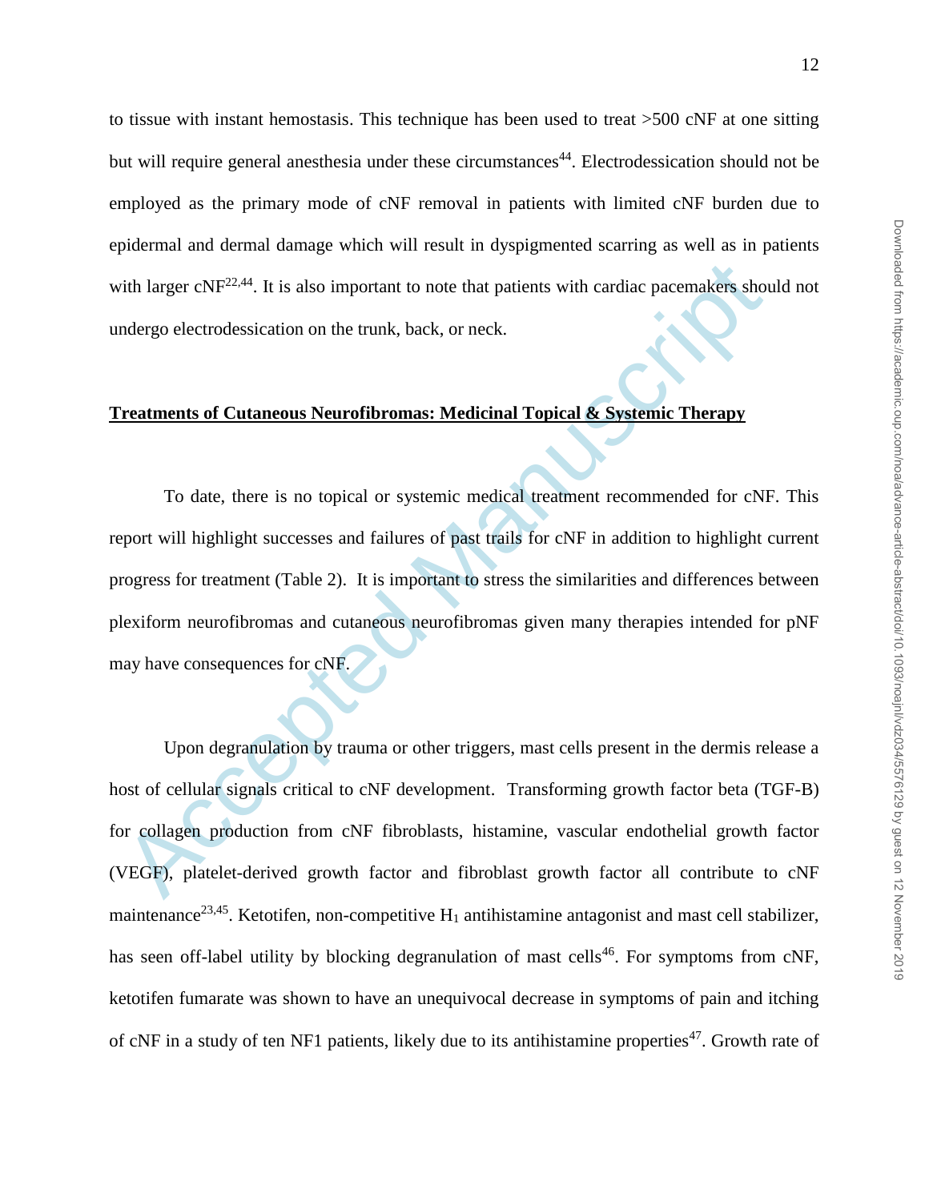to tissue with instant hemostasis. This technique has been used to treat >500 cNF at one sitting but will require general anesthesia under these circumstances[44]. Electrodessication should not be employed as the primary mode of cNF removal in patients with limited cNF burden due to epidermal and dermal damage which will result in dyspigmented scarring as well as in patients with larger cNF[22,44]. It is also important to note that patients with cardiac pacemakers should not undergo electrodessication on the trunk, back, or neck.

## Treatments of Cutaneous Neurofibromas: Medicinal Topical & Systemic Therapy

To date, there is no topical or systemic medical treatment recommended for cNF. This report will highlight successes and failures of past trails for cNF in addition to highlight current progress for treatment (Table 2). It is important to stress the similarities and differences between plexiform neurofibromas and cutaneous neurofibromas given many therapies intended for pNF may have consequences for cNF.

Upon degranulation by trauma or other triggers, mast cells present in the dermis release a host of cellular signals critical to cNF development. Transforming growth factor beta (TGF-B) for collagen production from cNF fibroblasts, histamine, vascular endothelial growth factor (VEGF), platelet-derived growth factor and fibroblast growth factor all contribute to cNF maintenance[23,45]. Ketotifen, non-competitive $H_1$ antihistamine antagonist and mast cell stabilizer, has seen off-label utility by blocking degranulation of mast cells[46]. For symptoms from cNF, ketotifen fumarate was shown to have an unequivocal decrease in symptoms of pain and itching of cNF in a study of ten NF1 patients, likely due to its antihistamine properties[47]. Growth rate of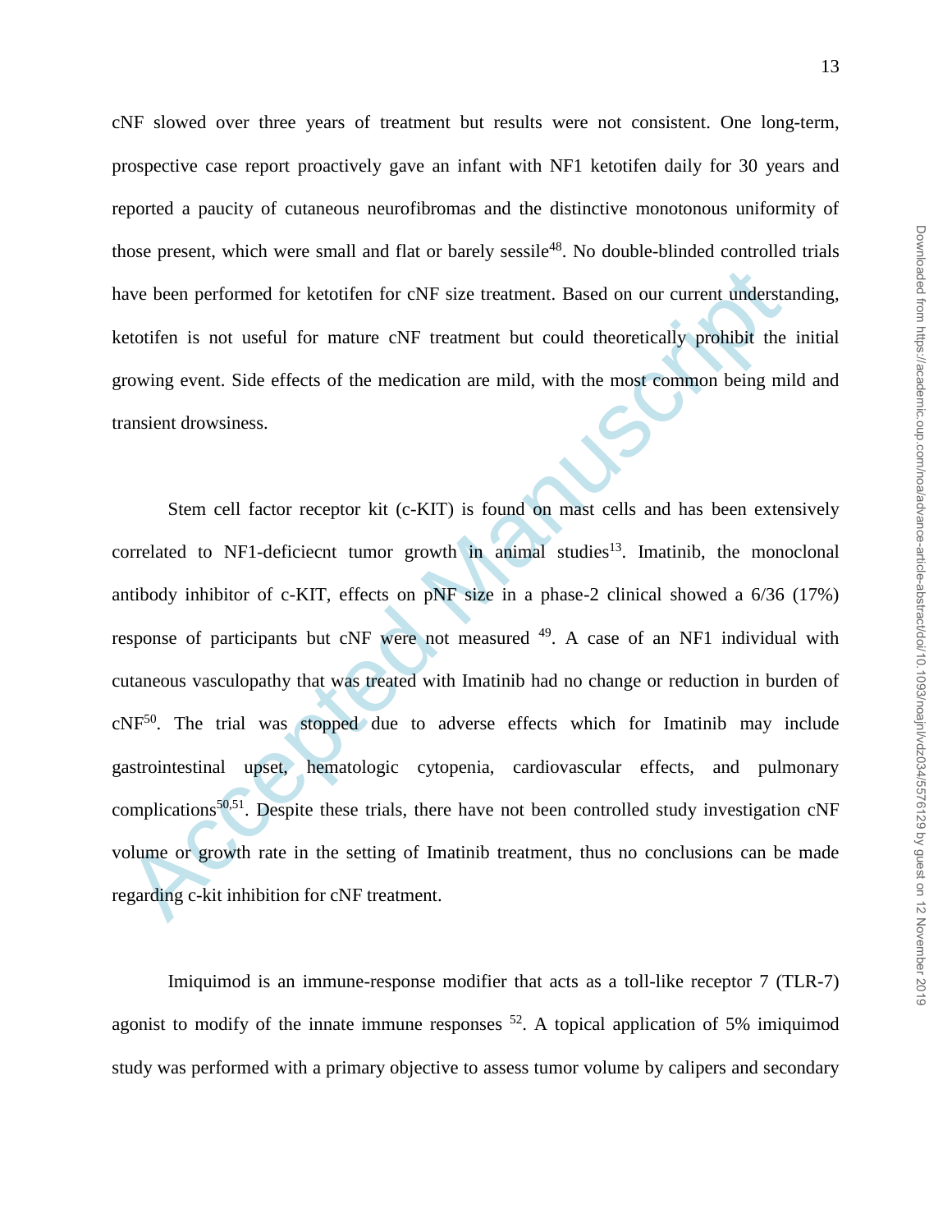cNF slowed over three years of treatment but results were not consistent. One long-term, prospective case report proactively gave an infant with NF1 ketotifen daily for 30 years and reported a paucity of cutaneous neurofibromas and the distinctive monotonous uniformity of those present, which were small and flat or barely sessile[48]. No double-blinded controlled trials have been performed for ketotifen for cNF size treatment. Based on our current understanding, ketotifen is not useful for mature cNF treatment but could theoretically prohibit the initial growing event. Side effects of the medication are mild, with the most common being mild and transient drowsiness.

Stem cell factor receptor kit (c-KIT) is found on mast cells and has been extensively correlated to NF1-deficiecnt tumor growth in animal studies[13]. Imatinib, the monoclonal antibody inhibitor of c-KIT, effects on pNF size in a phase-2 clinical showed a 6/36 (17%) response of participants but cNF were not measured [49]. A case of an NF1 individual with cutaneous vasculopathy that was treated with Imatinib had no change or reduction in burden of cNF[50]. The trial was stopped due to adverse effects which for Imatinib may include gastrointestinal upset, hematologic cytopenia, cardiovascular effects, and pulmonary complications[50,51]. Despite these trials, there have not been controlled study investigation cNF volume or growth rate in the setting of Imatinib treatment, thus no conclusions can be made regarding c-kit inhibition for cNF treatment.

Imiquimod is an immune-response modifier that acts as a toll-like receptor 7 (TLR-7) agonist to modify of the innate immune responses [52]. A topical application of 5% imiquimod study was performed with a primary objective to assess tumor volume by calipers and secondary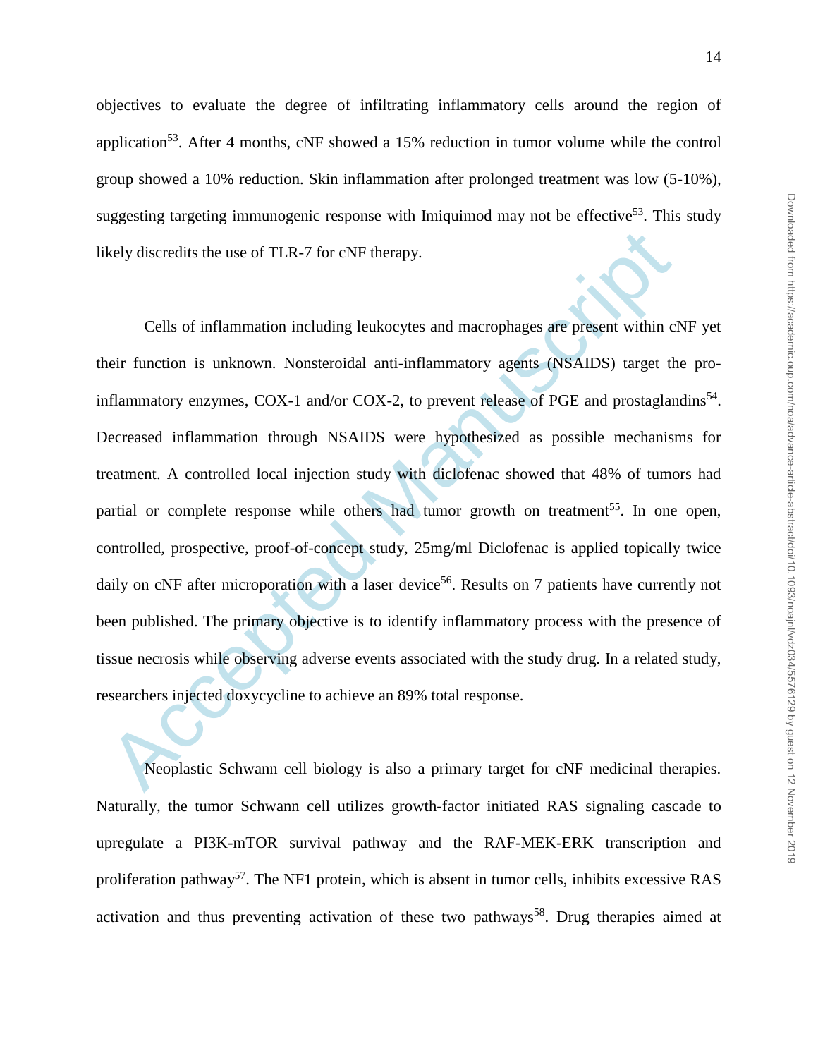objectives to evaluate the degree of infiltrating inflammatory cells around the region of application[53]. After 4 months, cNF showed a 15% reduction in tumor volume while the control group showed a 10% reduction. Skin inflammation after prolonged treatment was low (5-10%), suggesting targeting immunogenic response with Imiquimod may not be effective[53]. This study likely discredits the use of TLR-7 for cNF therapy.

Cells of inflammation including leukocytes and macrophages are present within cNF yet their function is unknown. Nonsteroidal anti-inflammatory agents (NSAIDS) target the pro-inflammatory enzymes, COX-1 and/or COX-2, to prevent release of PGE and prostaglandins[54]. Decreased inflammation through NSAIDS were hypothesized as possible mechanisms for treatment. A controlled local injection study with diclofenac showed that 48% of tumors had partial or complete response while others had tumor growth on treatment[55]. In one open, controlled, prospective, proof-of-concept study, 25mg/ml Diclofenac is applied topically twice daily on cNF after microporation with a laser device[56]. Results on 7 patients have currently not been published. The primary objective is to identify inflammatory process with the presence of tissue necrosis while observing adverse events associated with the study drug. In a related study, researchers injected doxycycline to achieve an 89% total response.

Neoplastic Schwann cell biology is also a primary target for cNF medicinal therapies. Naturally, the tumor Schwann cell utilizes growth-factor initiated RAS signaling cascade to upregulate a PI3K-mTOR survival pathway and the RAF-MEK-ERK transcription and proliferation pathway[57]. The NF1 protein, which is absent in tumor cells, inhibits excessive RAS activation and thus preventing activation of these two pathways[58]. Drug therapies aimed at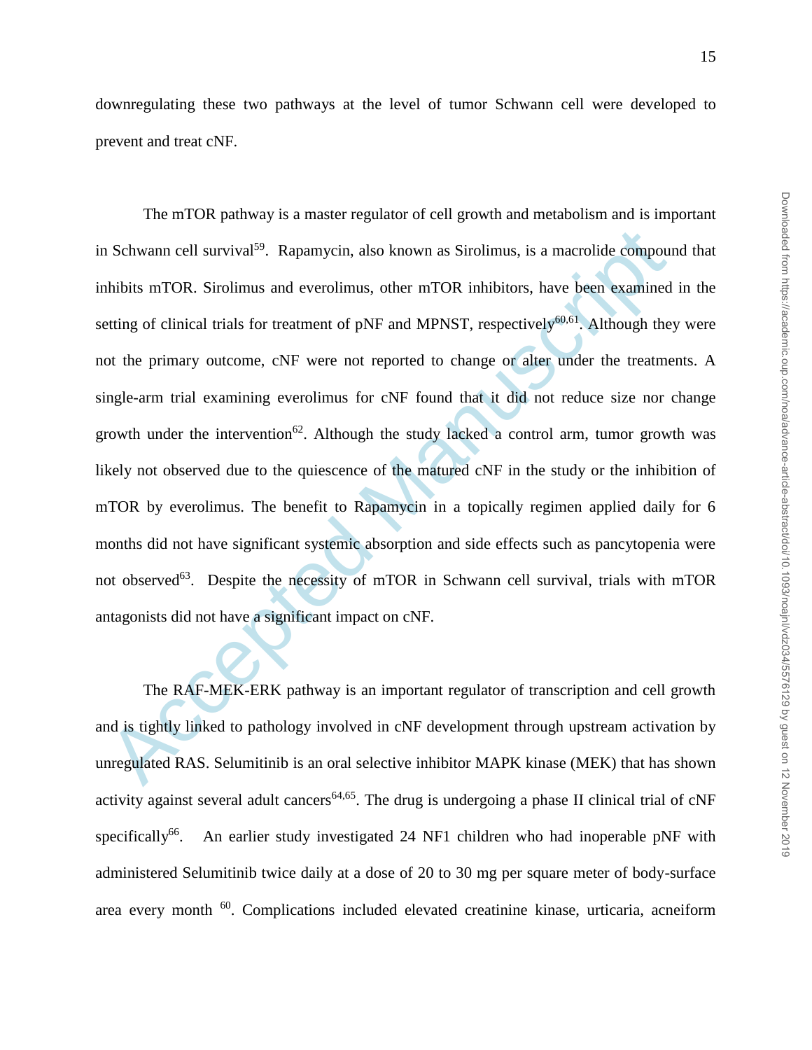downregulating these two pathways at the level of tumor Schwann cell were developed to prevent and treat cNF.

The mTOR pathway is a master regulator of cell growth and metabolism and is important in Schwann cell survival[59]. Rapamycin, also known as Sirolimus, is a macrolide compound that inhibits mTOR. Sirolimus and everolimus, other mTOR inhibitors, have been examined in the setting of clinical trials for treatment of pNF and MPNST, respectively[60,61]. Although they were not the primary outcome, cNF were not reported to change or alter under the treatments. A single-arm trial examining everolimus for cNF found that it did not reduce size nor change growth under the intervention[62]. Although the study lacked a control arm, tumor growth was likely not observed due to the quiescence of the matured cNF in the study or the inhibition of mTOR by everolimus. The benefit to Rapamycin in a topically regimen applied daily for 6 months did not have significant systemic absorption and side effects such as pancytopenia were not observed[63]. Despite the necessity of mTOR in Schwann cell survival, trials with mTOR antagonists did not have a significant impact on cNF.

The RAF-MEK-ERK pathway is an important regulator of transcription and cell growth and is tightly linked to pathology involved in cNF development through upstream activation by unregulated RAS. Selumitinib is an oral selective inhibitor MAPK kinase (MEK) that has shown activity against several adult cancers[64,65]. The drug is undergoing a phase II clinical trial of cNF specifically[66]. An earlier study investigated 24 NF1 children who had inoperable pNF with administered Selumitinib twice daily at a dose of 20 to 30 mg per square meter of body-surface area every month [60]. Complications included elevated creatinine kinase, urticaria, acneiform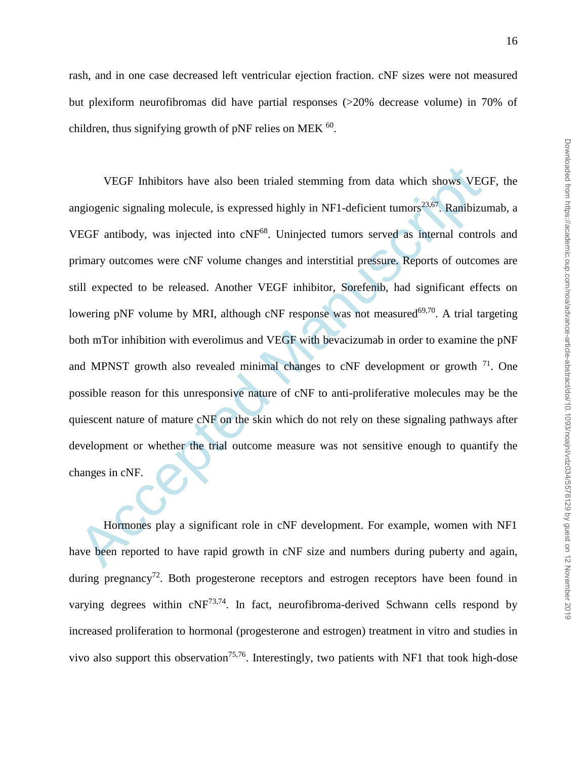rash, and in one case decreased left ventricular ejection fraction. cNF sizes were not measured but plexiform neurofibromas did have partial responses (>20% decrease volume) in 70% of children, thus signifying growth of pNF relies on MEK [60].

VEGF Inhibitors have also been trialed stemming from data which shows VEGF, the angiogenic signaling molecule, is expressed highly in NF1-deficient tumors[23,67]. Ranibizumab, a VEGF antibody, was injected into cNF[68]. Uninjected tumors served as internal controls and primary outcomes were cNF volume changes and interstitial pressure. Reports of outcomes are still expected to be released. Another VEGF inhibitor, Sorefenib, had significant effects on lowering pNF volume by MRI, although cNF response was not measured[69,70]. A trial targeting both mTor inhibition with everolimus and VEGF with bevacizumab in order to examine the pNF and MPNST growth also revealed minimal changes to cNF development or growth [71]. One possible reason for this unresponsive nature of cNF to anti-proliferative molecules may be the quiescent nature of mature cNF on the skin which do not rely on these signaling pathways after development or whether the trial outcome measure was not sensitive enough to quantify the changes in cNF.

Hormones play a significant role in cNF development. For example, women with NF1 have been reported to have rapid growth in cNF size and numbers during puberty and again, during pregnancy[72]. Both progesterone receptors and estrogen receptors have been found in varying degrees within cNF[73,74]. In fact, neurofibroma-derived Schwann cells respond by increased proliferation to hormonal (progesterone and estrogen) treatment in vitro and studies in vivo also support this observation[75,76]. Interestingly, two patients with NF1 that took high-dose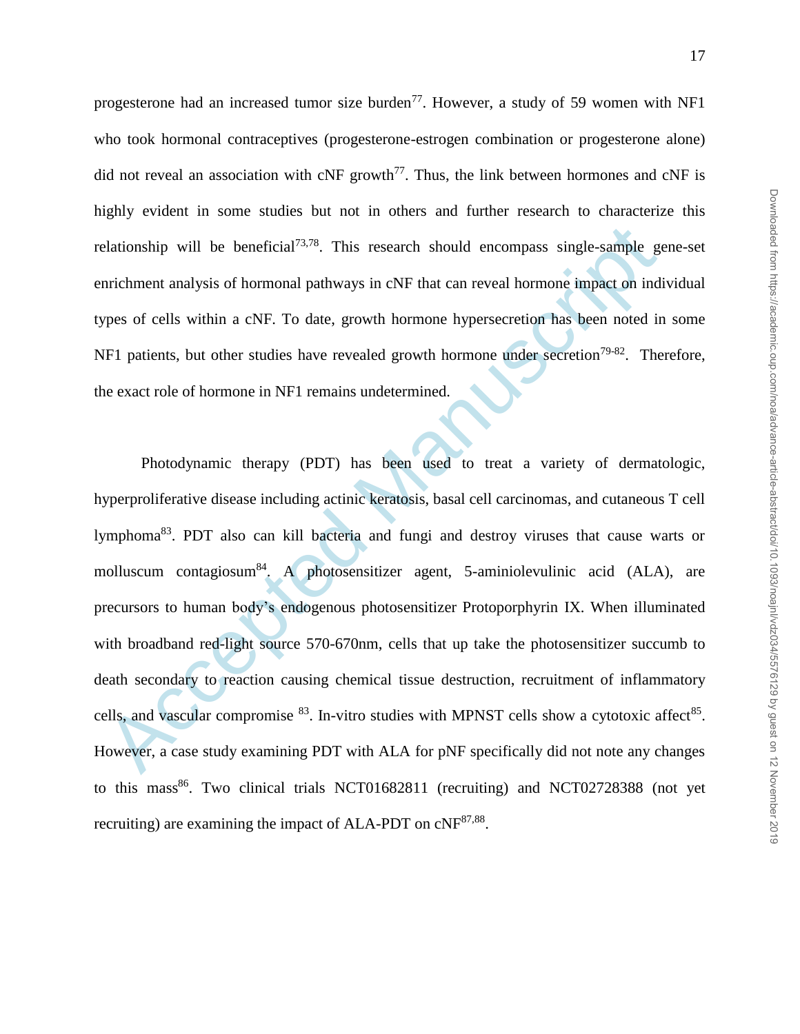progesterone had an increased tumor size burden[77]. However, a study of 59 women with NF1 who took hormonal contraceptives (progesterone-estrogen combination or progesterone alone) did not reveal an association with cNF growth[77]. Thus, the link between hormones and cNF is highly evident in some studies but not in others and further research to characterize this relationship will be beneficial[73,78]. This research should encompass single-sample gene-set enrichment analysis of hormonal pathways in cNF that can reveal hormone impact on individual types of cells within a cNF. To date, growth hormone hypersecretion has been noted in some NF1 patients, but other studies have revealed growth hormone under secretion[79-82]. Therefore, the exact role of hormone in NF1 remains undetermined.

Photodynamic therapy (PDT) has been used to treat a variety of dermatologic, hyperproliferative disease including actinic keratosis, basal cell carcinomas, and cutaneous T cell lymphoma[83]. PDT also can kill bacteria and fungi and destroy viruses that cause warts or molluscum contagiosum[84]. A photosensitizer agent, 5-aminiolevulinic acid (ALA), are precursors to human body's endogenous photosensitizer Protoporphyrin IX. When illuminated with broadband red-light source 570-670nm, cells that up take the photosensitizer succumb to death secondary to reaction causing chemical tissue destruction, recruitment of inflammatory cells, and vascular compromise [83]. In-vitro studies with MPNST cells show a cytotoxic affect[85]. However, a case study examining PDT with ALA for pNF specifically did not note any changes to this mass[86]. Two clinical trials NCT01682811 (recruiting) and NCT02728388 (not yet recruiting) are examining the impact of ALA-PDT on cNF[87,88].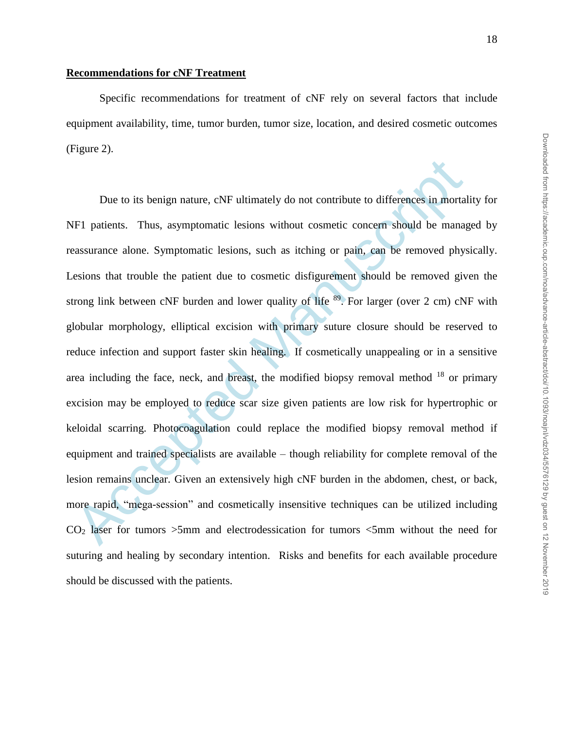**Recommendations for cNF Treatment**

Specific recommendations for treatment of cNF rely on several factors that include equipment availability, time, tumor burden, tumor size, location, and desired cosmetic outcomes (Figure 2).

Due to its benign nature, cNF ultimately do not contribute to differences in mortality for NF1 patients. Thus, asymptomatic lesions without cosmetic concern should be managed by reassurance alone. Symptomatic lesions, such as itching or pain, can be removed physically. Lesions that trouble the patient due to cosmetic disfigurement should be removed given the strong link between cNF burden and lower quality of life [89]. For larger (over 2 cm) cNF with globular morphology, elliptical excision with primary suture closure should be reserved to reduce infection and support faster skin healing. If cosmetically unappealing or in a sensitive area including the face, neck, and breast, the modified biopsy removal method [18] or primary excision may be employed to reduce scar size given patients are low risk for hypertrophic or keloidal scarring. Photocoagulation could replace the modified biopsy removal method if equipment and trained specialists are available – though reliability for complete removal of the lesion remains unclear. Given an extensively high cNF burden in the abdomen, chest, or back, more rapid, "mega-session" and cosmetically insensitive techniques can be utilized including $CO_2$ laser for tumors >5mm and electrodessication for tumors <5mm without the need for suturing and healing by secondary intention. Risks and benefits for each available procedure should be discussed with the patients.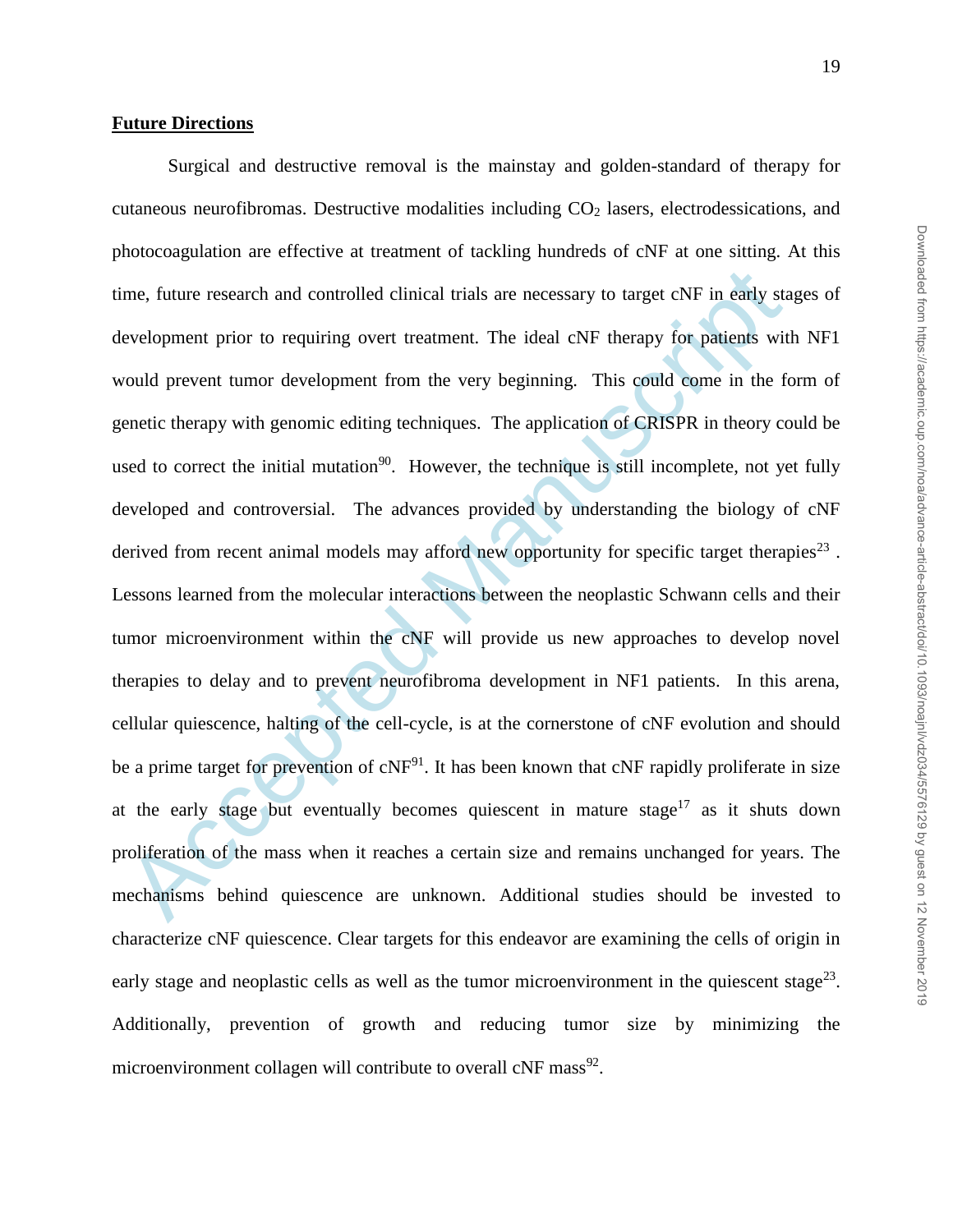**Future Directions**

Surgical and destructive removal is the mainstay and golden-standard of therapy for cutaneous neurofibromas. Destructive modalities including $CO_2$ lasers, electrodessications, and photocoagulation are effective at treatment of tackling hundreds of cNF at one sitting. At this time, future research and controlled clinical trials are necessary to target cNF in early stages of development prior to requiring overt treatment. The ideal cNF therapy for patients with NF1 would prevent tumor development from the very beginning. This could come in the form of genetic therapy with genomic editing techniques. The application of CRISPR in theory could be used to correct the initial mutation[90]. However, the technique is still incomplete, not yet fully developed and controversial. The advances provided by understanding the biology of cNF derived from recent animal models may afford new opportunity for specific target therapies[23] . Lessons learned from the molecular interactions between the neoplastic Schwann cells and their tumor microenvironment within the cNF will provide us new approaches to develop novel therapies to delay and to prevent neurofibroma development in NF1 patients. In this arena, cellular quiescence, halting of the cell-cycle, is at the cornerstone of cNF evolution and should be a prime target for prevention of cNF[91]. It has been known that cNF rapidly proliferate in size at the early stage but eventually becomes quiescent in mature stage[17] as it shuts down proliferation of the mass when it reaches a certain size and remains unchanged for years. The mechanisms behind quiescence are unknown. Additional studies should be invested to characterize cNF quiescence. Clear targets for this endeavor are examining the cells of origin in early stage and neoplastic cells as well as the tumor microenvironment in the quiescent stage[23]. Additionally, prevention of growth and reducing tumor size by minimizing the microenvironment collagen will contribute to overall cNF mass[92].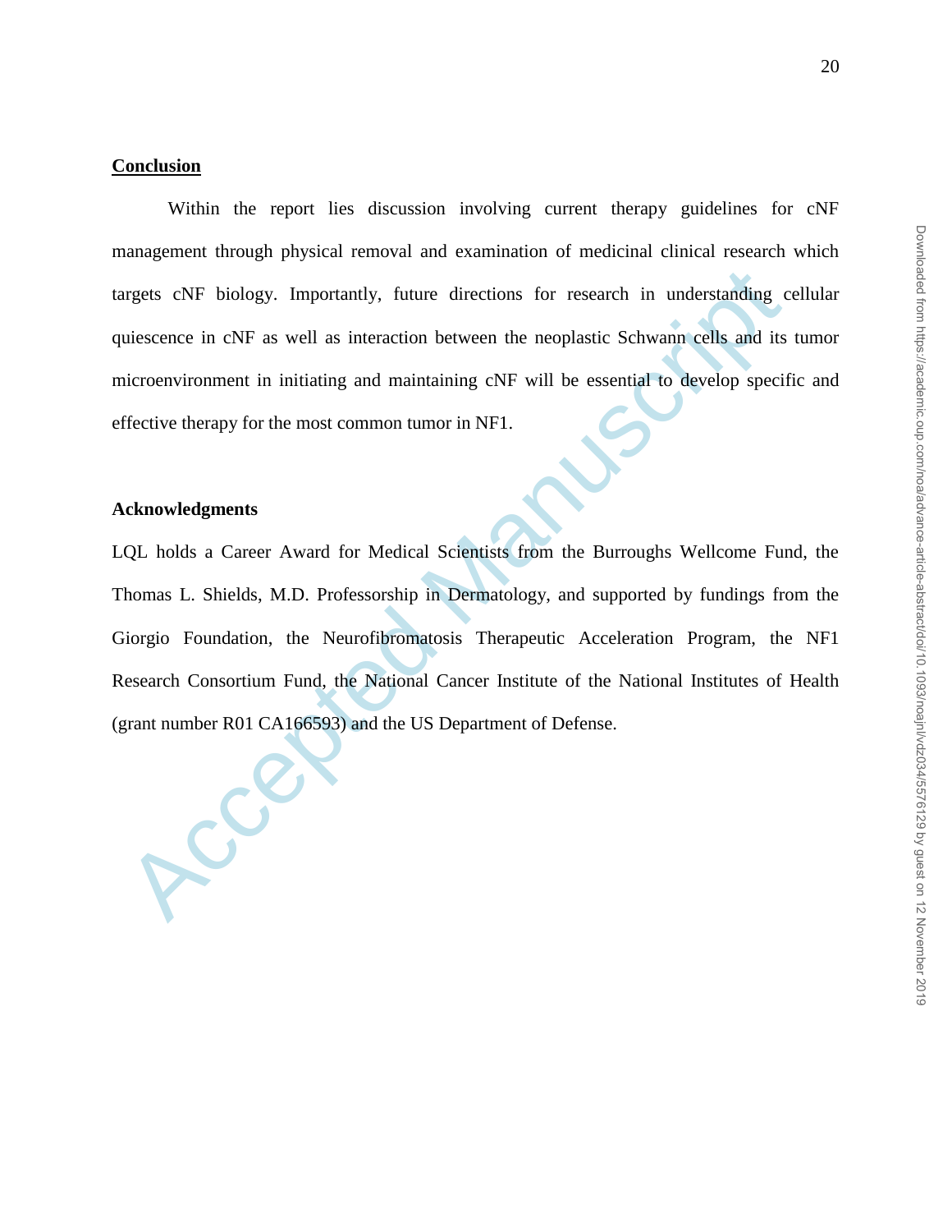## Conclusion

Within the report lies discussion involving current therapy guidelines for cNF management through physical removal and examination of medicinal clinical research which targets cNF biology. Importantly, future directions for research in understanding cellular quiescence in cNF as well as interaction between the neoplastic Schwann cells and its tumor microenvironment in initiating and maintaining cNF will be essential to develop specific and effective therapy for the most common tumor in NF1.

## Acknowledgments

LQL holds a Career Award for Medical Scientists from the Burroughs Wellcome Fund, the Thomas L. Shields, M.D. Professorship in Dermatology, and supported by fundings from the Giorgio Foundation, the Neurofibromatosis Therapeutic Acceleration Program, the NF1 Research Consortium Fund, the National Cancer Institute of the National Institutes of Health (grant number R01 CA166593) and the US Department of Defense.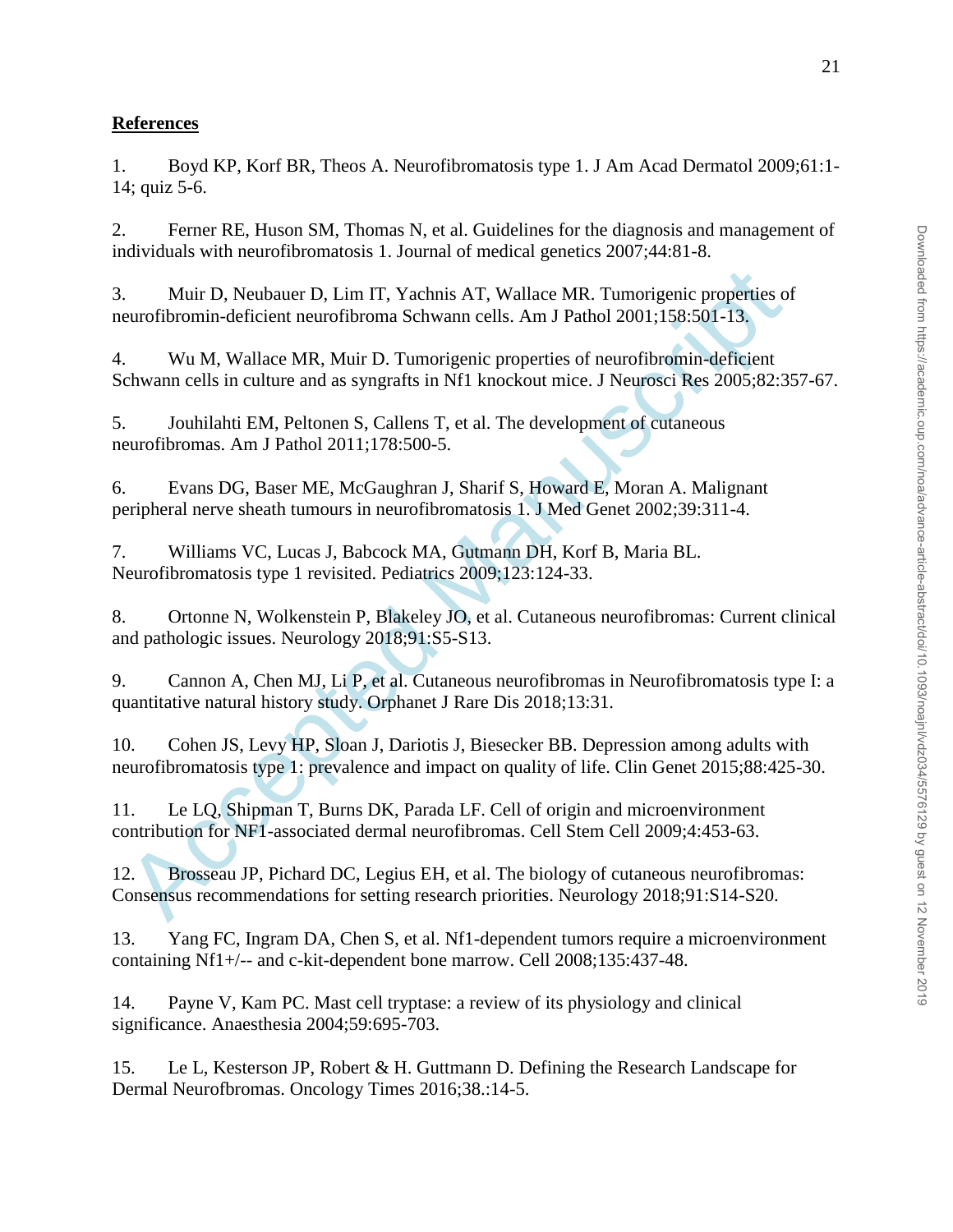**References**

1. Boyd KP, Korf BR, Theos A. Neurofibromatosis type 1. J Am Acad Dermatol 2009;61:1-14; quiz 5-6.

2. Ferner RE, Huson SM, Thomas N, et al. Guidelines for the diagnosis and management of individuals with neurofibromatosis 1. Journal of medical genetics 2007;44:81-8.

3. Muir D, Neubauer D, Lim IT, Yachnis AT, Wallace MR. Tumorigenic properties of neurofibromin-deficient neurofibroma Schwann cells. Am J Pathol 2001;158:501-13.

4. Wu M, Wallace MR, Muir D. Tumorigenic properties of neurofibromin-deficient Schwann cells in culture and as syngrafts in Nf1 knockout mice. J Neurosci Res 2005;82:357-67.

5. Jouhilahti EM, Peltonen S, Callens T, et al. The development of cutaneous neurofibromas. Am J Pathol 2011;178:500-5.

6. Evans DG, Baser ME, McGaughran J, Sharif S, Howard E, Moran A. Malignant peripheral nerve sheath tumours in neurofibromatosis 1. J Med Genet 2002;39:311-4.

7. Williams VC, Lucas J, Babcock MA, Gutmann DH, Korf B, Maria BL. Neurofibromatosis type 1 revisited. Pediatrics 2009;123:124-33.

8. Ortonne N, Wolkenstein P, Blakeley JO, et al. Cutaneous neurofibromas: Current clinical and pathologic issues. Neurology 2018;91:S5-S13.

9. Cannon A, Chen MJ, Li P, et al. Cutaneous neurofibromas in Neurofibromatosis type I: a quantitative natural history study. Orphanet J Rare Dis 2018;13:31.

10. Cohen JS, Levy HP, Sloan J, Dariotis J, Biesecker BB. Depression among adults with neurofibromatosis type 1: prevalence and impact on quality of life. Clin Genet 2015;88:425-30.

11. Le LQ, Shipman T, Burns DK, Parada LF. Cell of origin and microenvironment contribution for NF1-associated dermal neurofibromas. Cell Stem Cell 2009;4:453-63.

12. Brosseau JP, Pichard DC, Legius EH, et al. The biology of cutaneous neurofibromas: Consensus recommendations for setting research priorities. Neurology 2018;91:S14-S20.

13. Yang FC, Ingram DA, Chen S, et al. Nf1-dependent tumors require a microenvironment containing Nf1+/-- and c-kit-dependent bone marrow. Cell 2008;135:437-48.

14. Payne V, Kam PC. Mast cell tryptase: a review of its physiology and clinical significance. Anaesthesia 2004;59:695-703.

15. Le L, Kesterson JP, Robert & H. Guttmann D. Defining the Research Landscape for Dermal Neurofbromas. Oncology Times 2016;38.:14-5.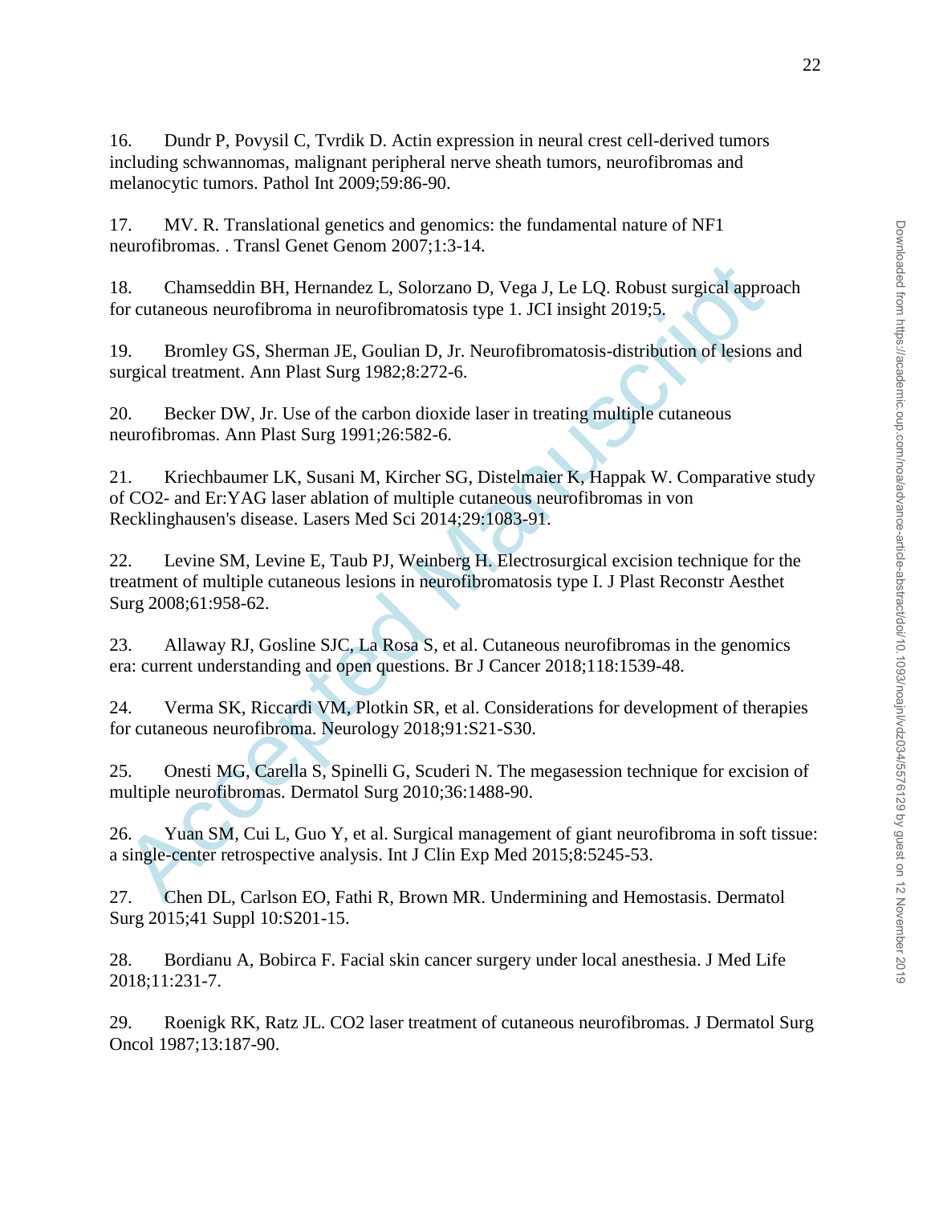16. Dundr P, Povysil C, Tvrdik D. Actin expression in neural crest cell-derived tumors including schwannomas, malignant peripheral nerve sheath tumors, neurofibromas and melanocytic tumors. Pathol Int 2009;59:86-90.

17. MV. R. Translational genetics and genomics: the fundamental nature of NF1 neurofibromas. . Transl Genet Genom 2007;1:3-14.

18. Chamseddin BH, Hernandez L, Solorzano D, Vega J, Le LQ. Robust surgical approach for cutaneous neurofibroma in neurofibromatosis type 1. JCI insight 2019;5.

19. Bromley GS, Sherman JE, Goulian D, Jr. Neurofibromatosis-distribution of lesions and surgical treatment. Ann Plast Surg 1982;8:272-6.

20. Becker DW, Jr. Use of the carbon dioxide laser in treating multiple cutaneous neurofibromas. Ann Plast Surg 1991;26:582-6.

21. Kriechbaumer LK, Susani M, Kircher SG, Distelmaier K, Happak W. Comparative study of CO2- and Er:YAG laser ablation of multiple cutaneous neurofibromas in von Recklinghausen's disease. Lasers Med Sci 2014;29:1083-91.

22. Levine SM, Levine E, Taub PJ, Weinberg H. Electrosurgical excision technique for the treatment of multiple cutaneous lesions in neurofibromatosis type I. J Plast Reconstr Aesthet Surg 2008;61:958-62.

23. Allaway RJ, Gosline SJC, La Rosa S, et al. Cutaneous neurofibromas in the genomics era: current understanding and open questions. Br J Cancer 2018;118:1539-48.

24. Verma SK, Riccardi VM, Plotkin SR, et al. Considerations for development of therapies for cutaneous neurofibroma. Neurology 2018;91:S21-S30.

25. Onesti MG, Carella S, Spinelli G, Scuderi N. The megasession technique for excision of multiple neurofibromas. Dermatol Surg 2010;36:1488-90.

26. Yuan SM, Cui L, Guo Y, et al. Surgical management of giant neurofibroma in soft tissue: a single-center retrospective analysis. Int J Clin Exp Med 2015;8:5245-53.

27. Chen DL, Carlson EO, Fathi R, Brown MR. Undermining and Hemostasis. Dermatol Surg 2015;41 Suppl 10:S201-15.

28. Bordianu A, Bobirca F. Facial skin cancer surgery under local anesthesia. J Med Life 2018;11:231-7.

29. Roenigk RK, Ratz JL. CO2 laser treatment of cutaneous neurofibromas. J Dermatol Surg Oncol 1987;13:187-90.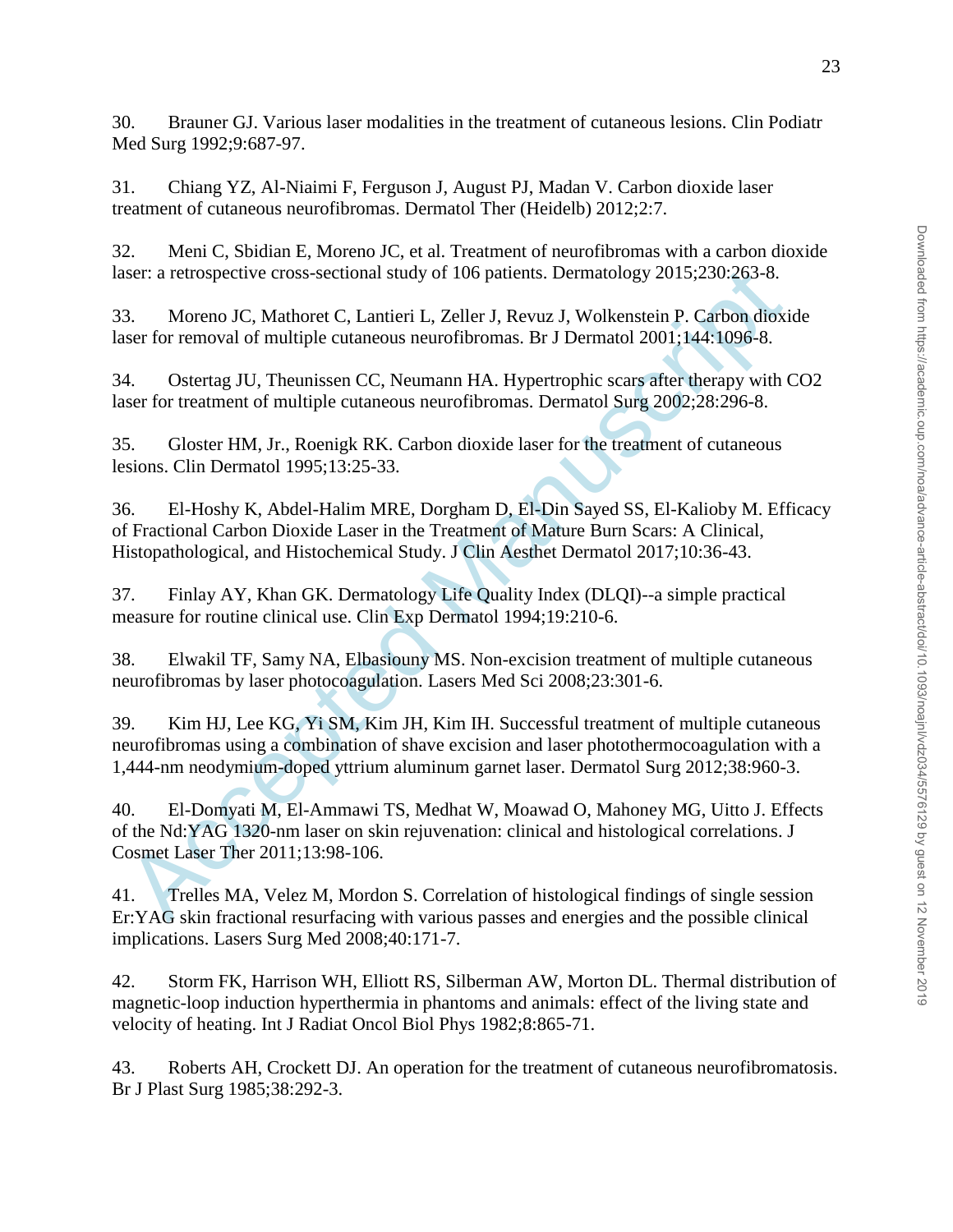30. Brauner GJ. Various laser modalities in the treatment of cutaneous lesions. Clin Podiatr Med Surg 1992;9:687-97.

31. Chiang YZ, Al-Niaimi F, Ferguson J, August PJ, Madan V. Carbon dioxide laser treatment of cutaneous neurofibromas. Dermatol Ther (Heidelb) 2012;2:7.

32. Meni C, Sbidian E, Moreno JC, et al. Treatment of neurofibromas with a carbon dioxide laser: a retrospective cross-sectional study of 106 patients. Dermatology 2015;230:263-8.

33. Moreno JC, Mathoret C, Lantieri L, Zeller J, Revuz J, Wolkenstein P. Carbon dioxide laser for removal of multiple cutaneous neurofibromas. Br J Dermatol 2001;144:1096-8.

34. Ostertag JU, Theunissen CC, Neumann HA. Hypertrophic scars after therapy with CO2 laser for treatment of multiple cutaneous neurofibromas. Dermatol Surg 2002;28:296-8.

35. Gloster HM, Jr., Roenigk RK. Carbon dioxide laser for the treatment of cutaneous lesions. Clin Dermatol 1995;13:25-33.

36. El-Hoshy K, Abdel-Halim MRE, Dorgham D, El-Din Sayed SS, El-Kalioby M. Efficacy of Fractional Carbon Dioxide Laser in the Treatment of Mature Burn Scars: A Clinical, Histopathological, and Histochemical Study. J Clin Aesthet Dermatol 2017;10:36-43.

37. Finlay AY, Khan GK. Dermatology Life Quality Index (DLQI)--a simple practical measure for routine clinical use. Clin Exp Dermatol 1994;19:210-6.

38. Elwakil TF, Samy NA, Elbasiouny MS. Non-excision treatment of multiple cutaneous neurofibromas by laser photocoagulation. Lasers Med Sci 2008;23:301-6.

39. Kim HJ, Lee KG, Yi SM, Kim JH, Kim IH. Successful treatment of multiple cutaneous neurofibromas using a combination of shave excision and laser photothermocoagulation with a 1,444-nm neodymium-doped yttrium aluminum garnet laser. Dermatol Surg 2012;38:960-3.

40. El-Domyati M, El-Ammawi TS, Medhat W, Moawad O, Mahoney MG, Uitto J. Effects of the Nd:YAG 1320-nm laser on skin rejuvenation: clinical and histological correlations. J Cosmet Laser Ther 2011;13:98-106.

41. Trelles MA, Velez M, Mordon S. Correlation of histological findings of single session Er:YAG skin fractional resurfacing with various passes and energies and the possible clinical implications. Lasers Surg Med 2008;40:171-7.

42. Storm FK, Harrison WH, Elliott RS, Silberman AW, Morton DL. Thermal distribution of magnetic-loop induction hyperthermia in phantoms and animals: effect of the living state and velocity of heating. Int J Radiat Oncol Biol Phys 1982;8:865-71.

43. Roberts AH, Crockett DJ. An operation for the treatment of cutaneous neurofibromatosis. Br J Plast Surg 1985;38:292-3.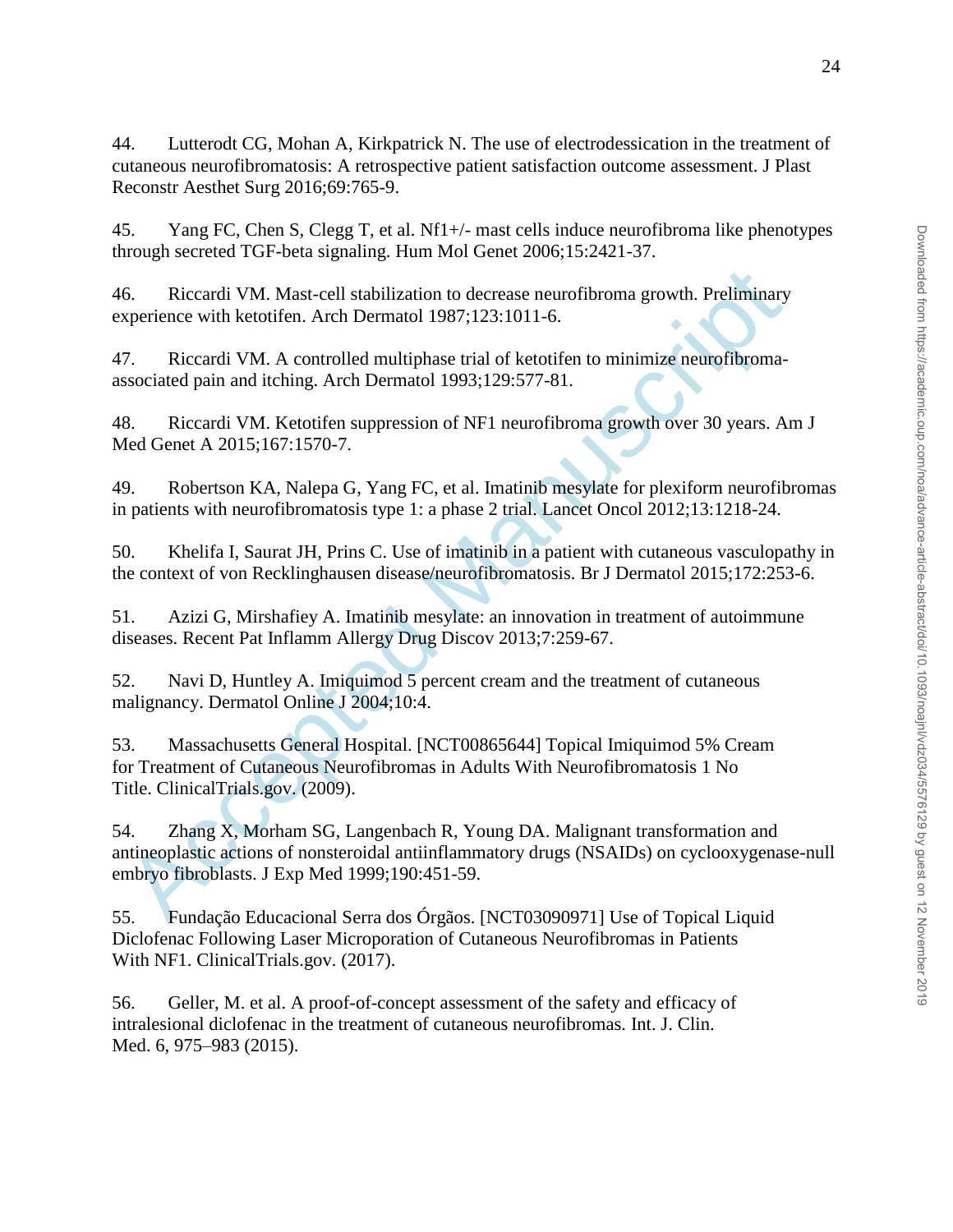44. Lutterodt CG, Mohan A, Kirkpatrick N. The use of electrodessication in the treatment of cutaneous neurofibromatosis: A retrospective patient satisfaction outcome assessment. J Plast Reconstr Aesthet Surg 2016;69:765-9.

45. Yang FC, Chen S, Clegg T, et al. Nf1+/- mast cells induce neurofibroma like phenotypes through secreted TGF-beta signaling. Hum Mol Genet 2006;15:2421-37.

46. Riccardi VM. Mast-cell stabilization to decrease neurofibroma growth. Preliminary experience with ketotifen. Arch Dermatol 1987;123:1011-6.

47. Riccardi VM. A controlled multiphase trial of ketotifen to minimize neurofibroma-associated pain and itching. Arch Dermatol 1993;129:577-81.

48. Riccardi VM. Ketotifen suppression of NF1 neurofibroma growth over 30 years. Am J Med Genet A 2015;167:1570-7.

49. Robertson KA, Nalepa G, Yang FC, et al. Imatinib mesylate for plexiform neurofibromas in patients with neurofibromatosis type 1: a phase 2 trial. Lancet Oncol 2012;13:1218-24.

50. Khelifa I, Saurat JH, Prins C. Use of imatinib in a patient with cutaneous vasculopathy in the context of von Recklinghausen disease/neurofibromatosis. Br J Dermatol 2015;172:253-6.

51. Azizi G, Mirshafiey A. Imatinib mesylate: an innovation in treatment of autoimmune diseases. Recent Pat Inflamm Allergy Drug Discov 2013;7:259-67.

52. Navi D, Huntley A. Imiquimod 5 percent cream and the treatment of cutaneous malignancy. Dermatol Online J 2004;10:4.

53. Massachusetts General Hospital. [NCT00865644] Topical Imiquimod 5% Cream for Treatment of Cutaneous Neurofibromas in Adults With Neurofibromatosis 1 No Title. ClinicalTrials.gov. (2009).

54. Zhang X, Morham SG, Langenbach R, Young DA. Malignant transformation and antineoplastic actions of nonsteroidal antiinflammatory drugs (NSAIDs) on cyclooxygenase-null embryo fibroblasts. J Exp Med 1999;190:451-59.

55. Fundação Educacional Serra dos Órgãos. [NCT03090971] Use of Topical Liquid Diclofenac Following Laser Microporation of Cutaneous Neurofibromas in Patients With NF1. ClinicalTrials.gov. (2017).

56. Geller, M. et al. A proof-of-concept assessment of the safety and efficacy of intralesional diclofenac in the treatment of cutaneous neurofibromas. Int. J. Clin. Med. 6, 975–983 (2015).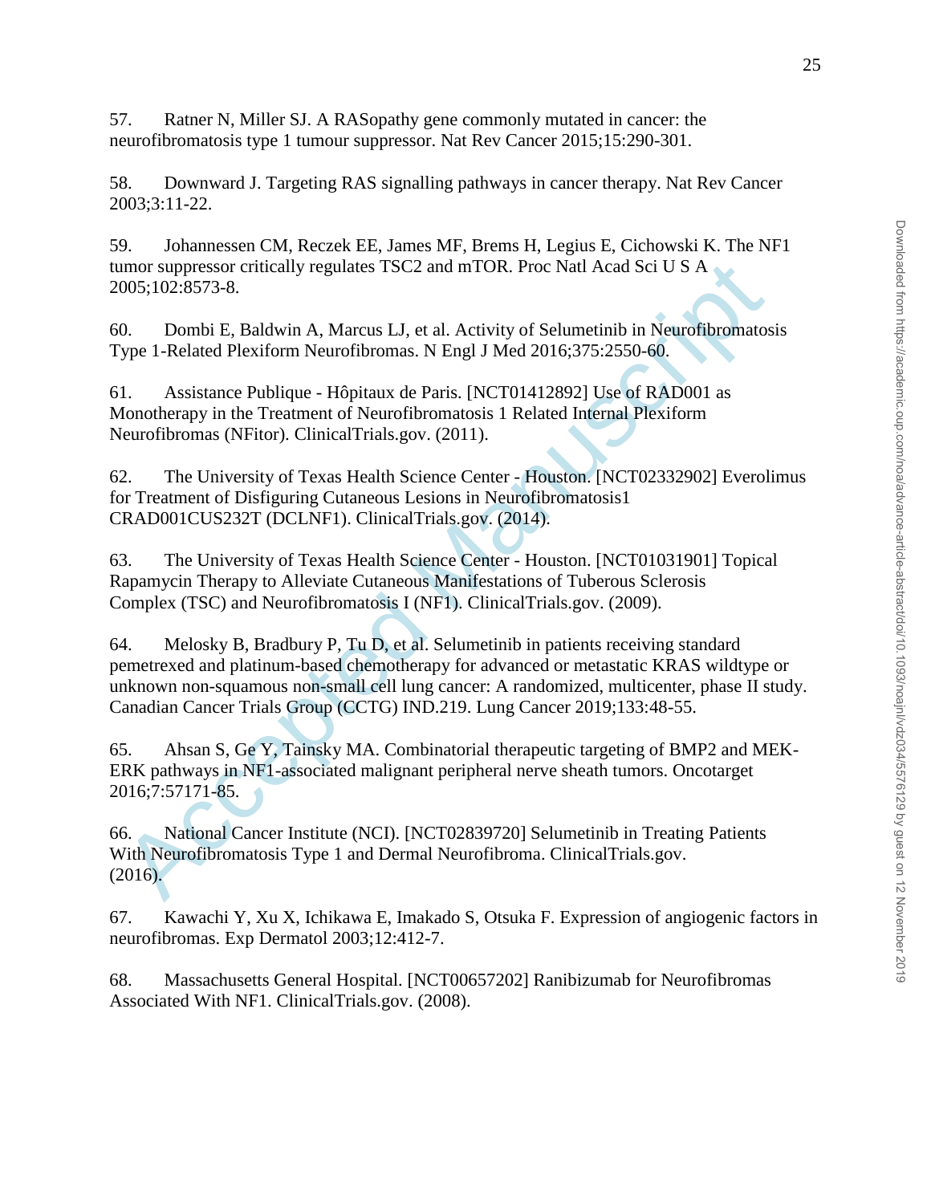57. Ratner N, Miller SJ. A RASopathy gene commonly mutated in cancer: the neurofibromatosis type 1 tumour suppressor. Nat Rev Cancer 2015;15:290-301.

58. Downward J. Targeting RAS signalling pathways in cancer therapy. Nat Rev Cancer 2003;3:11-22.

59. Johannessen CM, Reczek EE, James MF, Brems H, Legius E, Cichowski K. The NF1 tumor suppressor critically regulates TSC2 and mTOR. Proc Natl Acad Sci U S A 2005;102:8573-8.

60. Dombi E, Baldwin A, Marcus LJ, et al. Activity of Selumetinib in Neurofibromatosis Type 1-Related Plexiform Neurofibromas. N Engl J Med 2016;375:2550-60.

61. Assistance Publique - Hôpitaux de Paris. [NCT01412892] Use of RAD001 as Monotherapy in the Treatment of Neurofibromatosis 1 Related Internal Plexiform Neurofibromas (NFitor). ClinicalTrials.gov. (2011).

62. The University of Texas Health Science Center - Houston. [NCT02332902] Everolimus for Treatment of Disfiguring Cutaneous Lesions in Neurofibromatosis1 CRAD001CUS232T (DCLNF1). ClinicalTrials.gov. (2014).

63. The University of Texas Health Science Center - Houston. [NCT01031901] Topical Rapamycin Therapy to Alleviate Cutaneous Manifestations of Tuberous Sclerosis Complex (TSC) and Neurofibromatosis I (NF1). ClinicalTrials.gov. (2009).

64. Melosky B, Bradbury P, Tu D, et al. Selumetinib in patients receiving standard pemetrexed and platinum-based chemotherapy for advanced or metastatic KRAS wildtype or unknown non-squamous non-small cell lung cancer: A randomized, multicenter, phase II study. Canadian Cancer Trials Group (CCTG) IND.219. Lung Cancer 2019;133:48-55.

65. Ahsan S, Ge Y, Tainsky MA. Combinatorial therapeutic targeting of BMP2 and MEK-ERK pathways in NF1-associated malignant peripheral nerve sheath tumors. Oncotarget 2016;7:57171-85.

66. National Cancer Institute (NCI). [NCT02839720] Selumetinib in Treating Patients With Neurofibromatosis Type 1 and Dermal Neurofibroma. ClinicalTrials.gov. (2016).

67. Kawachi Y, Xu X, Ichikawa E, Imakado S, Otsuka F. Expression of angiogenic factors in neurofibromas. Exp Dermatol 2003;12:412-7.

68. Massachusetts General Hospital. [NCT00657202] Ranibizumab for Neurofibromas Associated With NF1. ClinicalTrials.gov. (2008).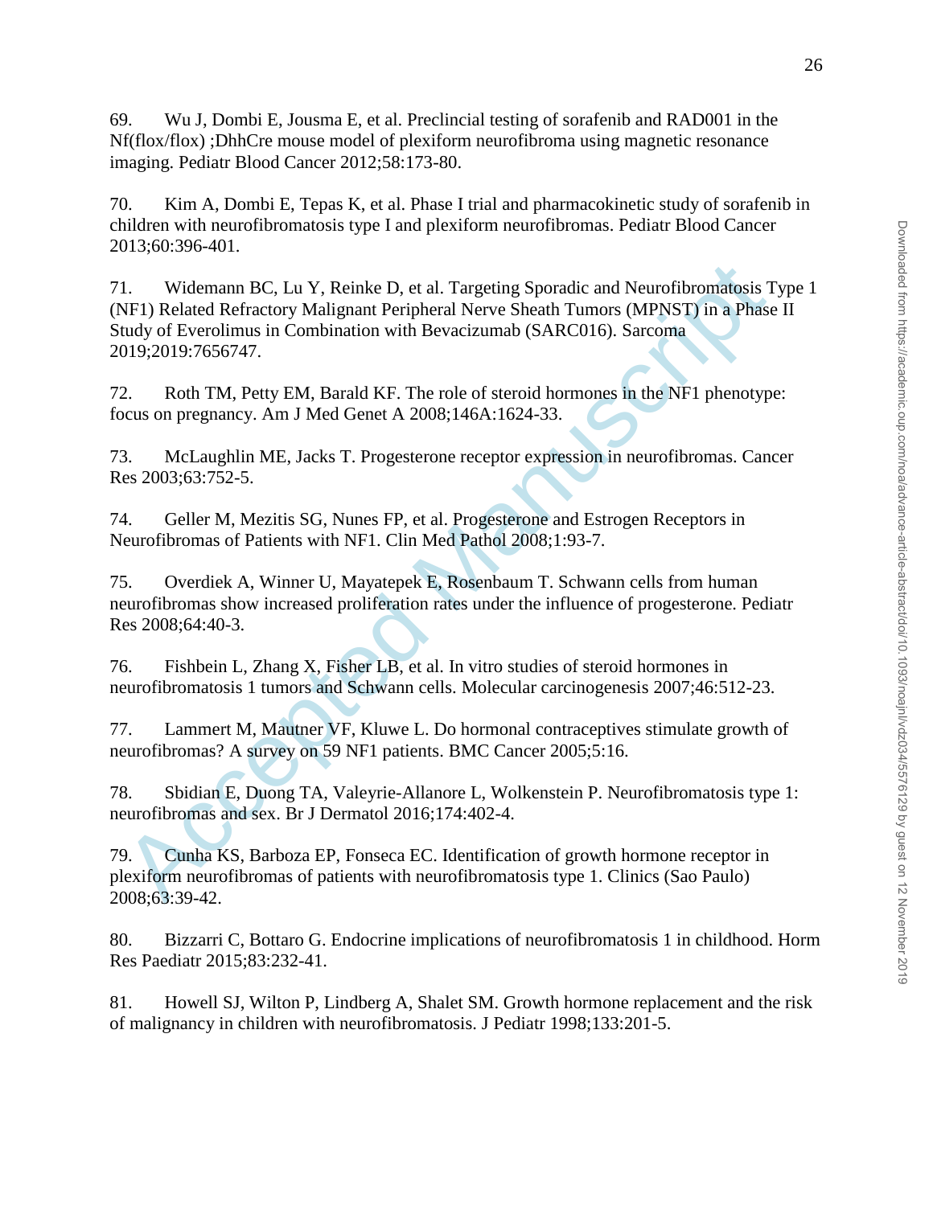69. Wu J, Dombi E, Jousma E, et al. Preclincial testing of sorafenib and RAD001 in the Nf(flox/flox) ;DhhCre mouse model of plexiform neurofibroma using magnetic resonance imaging. Pediatr Blood Cancer 2012;58:173-80.

70. Kim A, Dombi E, Tepas K, et al. Phase I trial and pharmacokinetic study of sorafenib in children with neurofibromatosis type I and plexiform neurofibromas. Pediatr Blood Cancer 2013;60:396-401.

71. Widemann BC, Lu Y, Reinke D, et al. Targeting Sporadic and Neurofibromatosis Type 1 (NF1) Related Refractory Malignant Peripheral Nerve Sheath Tumors (MPNST) in a Phase II Study of Everolimus in Combination with Bevacizumab (SARC016). Sarcoma 2019;2019:7656747.

72. Roth TM, Petty EM, Barald KF. The role of steroid hormones in the NF1 phenotype: focus on pregnancy. Am J Med Genet A 2008;146A:1624-33.

73. McLaughlin ME, Jacks T. Progesterone receptor expression in neurofibromas. Cancer Res 2003;63:752-5.

74. Geller M, Mezitis SG, Nunes FP, et al. Progesterone and Estrogen Receptors in Neurofibromas of Patients with NF1. Clin Med Pathol 2008;1:93-7.

75. Overdiek A, Winner U, Mayatepek E, Rosenbaum T. Schwann cells from human neurofibromas show increased proliferation rates under the influence of progesterone. Pediatr Res 2008;64:40-3.

76. Fishbein L, Zhang X, Fisher LB, et al. In vitro studies of steroid hormones in neurofibromatosis 1 tumors and Schwann cells. Molecular carcinogenesis 2007;46:512-23.

77. Lammert M, Mautner VF, Kluwe L. Do hormonal contraceptives stimulate growth of neurofibromas? A survey on 59 NF1 patients. BMC Cancer 2005;5:16.

78. Sbidian E, Duong TA, Valeyrie-Allanore L, Wolkenstein P. Neurofibromatosis type 1: neurofibromas and sex. Br J Dermatol 2016;174:402-4.

79. Cunha KS, Barboza EP, Fonseca EC. Identification of growth hormone receptor in plexiform neurofibromas of patients with neurofibromatosis type 1. Clinics (Sao Paulo) 2008;63:39-42.

80. Bizzarri C, Bottaro G. Endocrine implications of neurofibromatosis 1 in childhood. Horm Res Paediatr 2015;83:232-41.

81. Howell SJ, Wilton P, Lindberg A, Shalet SM. Growth hormone replacement and the risk of malignancy in children with neurofibromatosis. J Pediatr 1998;133:201-5.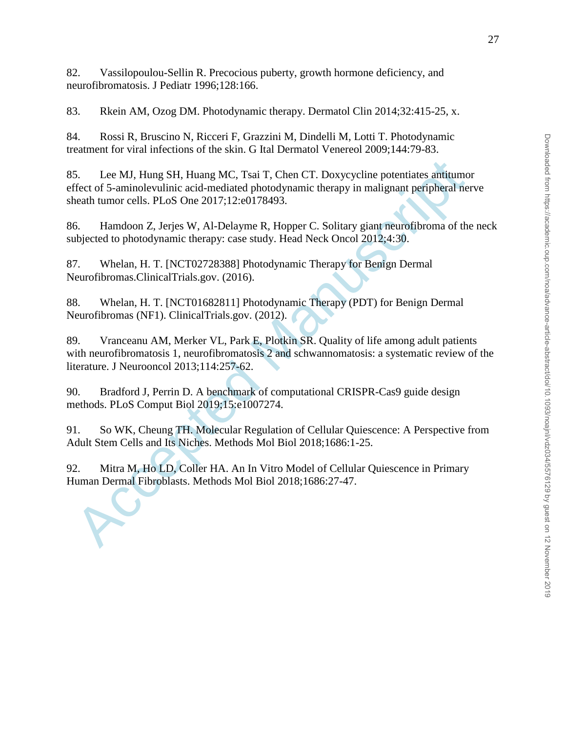82. Vassilopoulou-Sellin R. Precocious puberty, growth hormone deficiency, and neurofibromatosis. J Pediatr 1996;128:166.

83. Rkein AM, Ozog DM. Photodynamic therapy. Dermatol Clin 2014;32:415-25, x.

84. Rossi R, Bruscino N, Ricceri F, Grazzini M, Dindelli M, Lotti T. Photodynamic treatment for viral infections of the skin. G Ital Dermatol Venereol 2009;144:79-83.

85. Lee MJ, Hung SH, Huang MC, Tsai T, Chen CT. Doxycycline potentiates antitumor effect of 5-aminolevulinic acid-mediated photodynamic therapy in malignant peripheral nerve sheath tumor cells. PLoS One 2017;12:e0178493.

86. Hamdoon Z, Jerjes W, Al-Delayme R, Hopper C. Solitary giant neurofibroma of the neck subjected to photodynamic therapy: case study. Head Neck Oncol 2012;4:30.

87. Whelan, H. T. [NCT02728388] Photodynamic Therapy for Benign Dermal Neurofibromas.ClinicalTrials.gov. (2016).

88. Whelan, H. T. [NCT01682811] Photodynamic Therapy (PDT) for Benign Dermal Neurofibromas (NF1). ClinicalTrials.gov. (2012).

89. Vranceanu AM, Merker VL, Park E, Plotkin SR. Quality of life among adult patients with neurofibromatosis 1, neurofibromatosis 2 and schwannomatosis: a systematic review of the literature. J Neurooncol 2013;114:257-62.

90. Bradford J, Perrin D. A benchmark of computational CRISPR-Cas9 guide design methods. PLoS Comput Biol 2019;15:e1007274.

91. So WK, Cheung TH. Molecular Regulation of Cellular Quiescence: A Perspective from Adult Stem Cells and Its Niches. Methods Mol Biol 2018;1686:1-25.

92. Mitra M, Ho LD, Coller HA. An In Vitro Model of Cellular Quiescence in Primary Human Dermal Fibroblasts. Methods Mol Biol 2018;1686:27-47.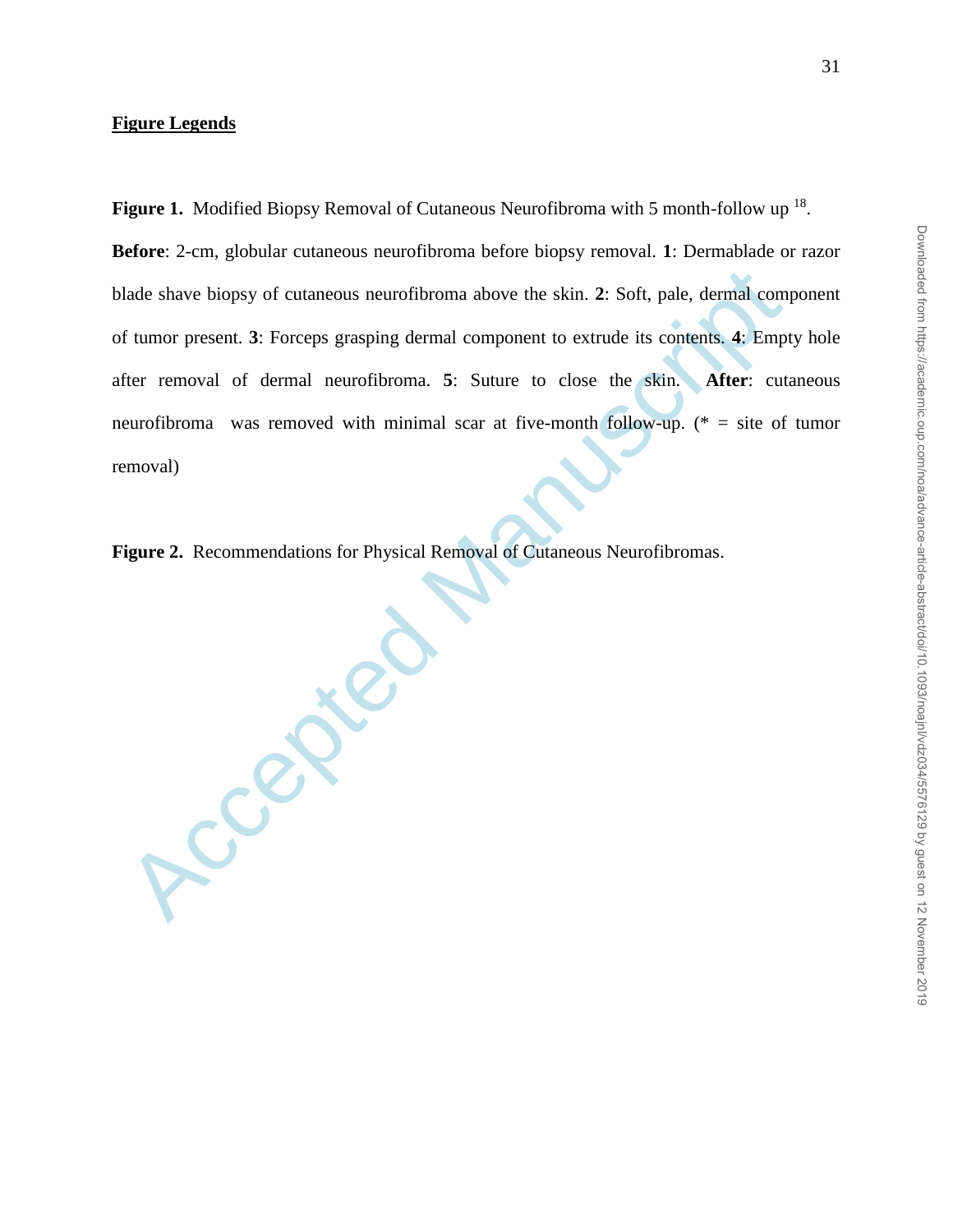## Figure Legends

**Figure 1.** Modified Biopsy Removal of Cutaneous Neurofibroma with 5 month-follow up [18].

**Before**: 2-cm, globular cutaneous neurofibroma before biopsy removal. **1**: Dermablade or razor blade shave biopsy of cutaneous neurofibroma above the skin. **2**: Soft, pale, dermal component of tumor present. **3**: Forceps grasping dermal component to extrude its contents. **4**: Empty hole after removal of dermal neurofibroma. **5**: Suture to close the skin. **After**: cutaneous neurofibroma was removed with minimal scar at five-month follow-up. (* = site of tumor removal)

**Figure 2.** Recommendations for Physical Removal of Cutaneous Neurofibromas.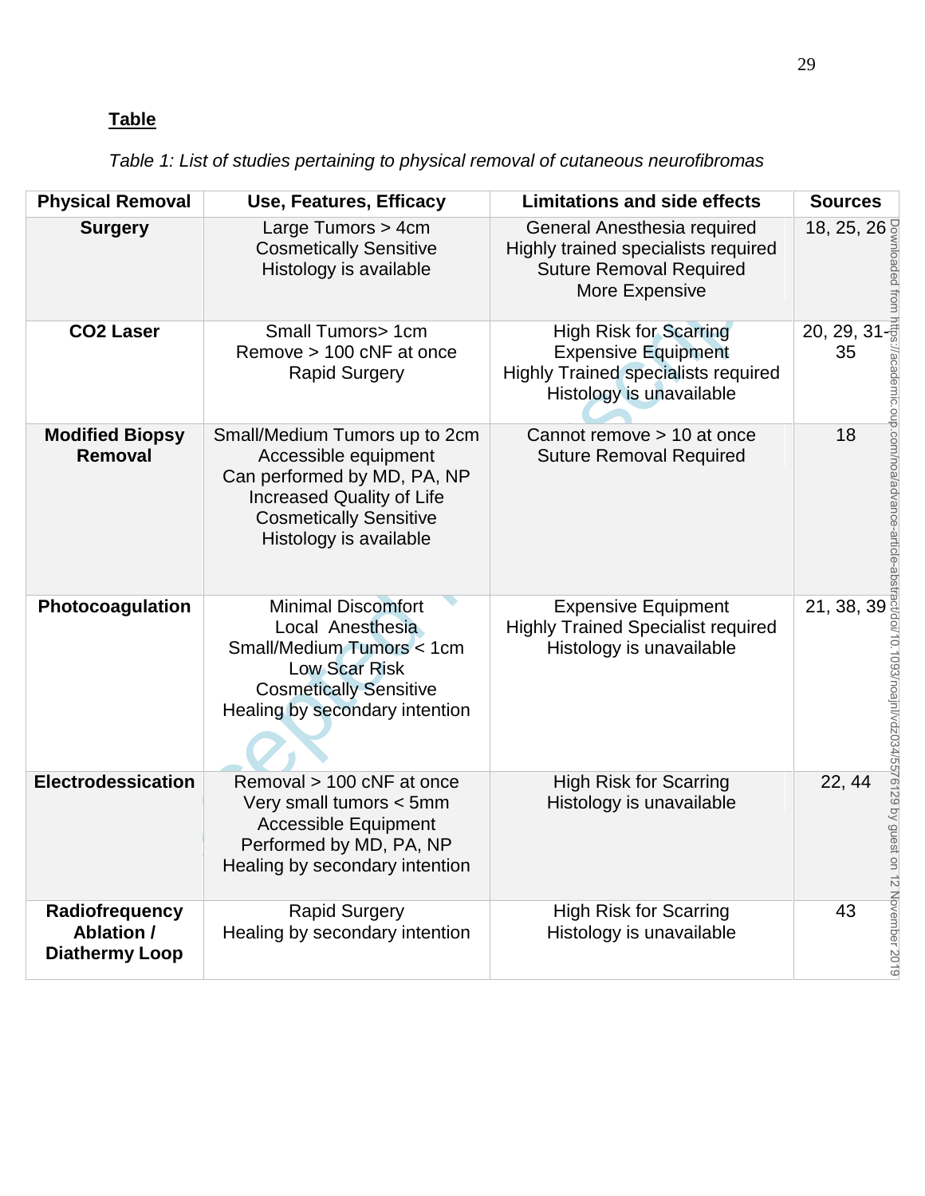**Table**

*Table 1: List of studies pertaining to physical removal of cutaneous neurofibromas*

| Physical Removal | Use, Features, Efficacy | Limitations and side effects | Sources |
|---|---|---|---|
| **Surgery** | Large Tumors > 4cm<br>Cosmetically Sensitive<br>Histology is available | General Anesthesia required<br>Highly trained specialists required<br>Suture Removal Required<br>More Expensive | 18, 25, 26 |
| **CO2 Laser** | Small Tumors> 1cm<br>Remove > 100 cNF at once<br>Rapid Surgery | High Risk for Scarring<br>Expensive Equipment<br>Highly Trained specialists required<br>Histology is unavailable | 20, 29, 31-35 |
| **Modified Biopsy Removal** | Small/Medium Tumors up to 2cm<br>Accessible equipment<br>Can performed by MD, PA, NP<br>Increased Quality of Life<br>Cosmetically Sensitive<br>Histology is available | Cannot remove > 10 at once<br>Suture Removal Required | 18 |
| **Photocoagulation** | Minimal Discomfort<br>Local Anesthesia<br>Small/Medium Tumors < 1cm<br>Low Scar Risk<br>Cosmetically Sensitive<br>Healing by secondary intention | Expensive Equipment<br>Highly Trained Specialist required<br>Histology is unavailable | 21, 38, 39 |
| **Electrodessication** | Removal > 100 cNF at once<br>Very small tumors < 5mm<br>Accessible Equipment<br>Performed by MD, PA, NP<br>Healing by secondary intention | High Risk for Scarring<br>Histology is unavailable | 22, 44 |
| **Radiofrequency Ablation / Diathermy Loop** | Rapid Surgery<br>Healing by secondary intention | High Risk for Scarring<br>Histology is unavailable | 43 |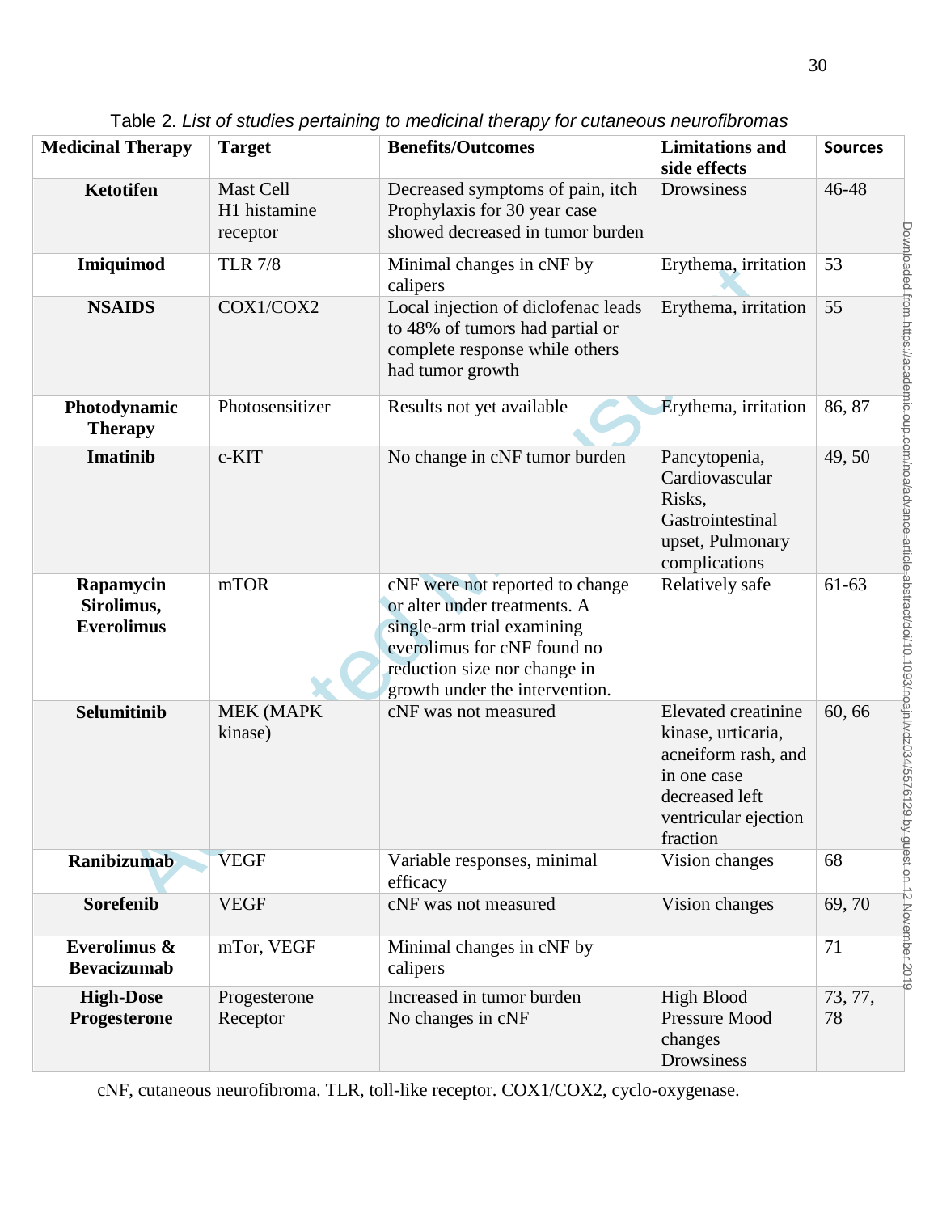Table 2. *List of studies pertaining to medicinal therapy for cutaneous neurofibromas*

| Medicinal Therapy | Target | Benefits/Outcomes | Limitations and side effects | Sources |
|---|---|---|---|---|
| **Ketotifen** | Mast Cell H1 histamine receptor | Decreased symptoms of pain, itch Prophylaxis for 30 year case showed decreased in tumor burden | Drowsiness | 46-48 |
| **Imiquimod** | TLR 7/8 | Minimal changes in cNF by calipers | Erythema, irritation | 53 |
| **NSAIDS** | COX1/COX2 | Local injection of diclofenac leads to 48% of tumors had partial or complete response while others had tumor growth | Erythema, irritation | 55 |
| **Photodynamic Therapy** | Photosensitizer | Results not yet available | Erythema, irritation | 86, 87 |
| **Imatinib** | c-KIT | No change in cNF tumor burden | Pancytopenia, Cardiovascular Risks, Gastrointestinal upset, Pulmonary complications | 49, 50 |
| **Rapamycin Sirolimus, Everolimus** | mTOR | cNF were not reported to change or alter under treatments. A single-arm trial examining everolimus for cNF found no reduction size nor change in growth under the intervention. | Relatively safe | 61-63 |
| **Selumitinib** | MEK (MAPK kinase) | cNF was not measured | Elevated creatinine kinase, urticaria, acneiform rash, and in one case decreased left ventricular ejection fraction | 60, 66 |
| **Ranibizumab** | VEGF | Variable responses, minimal efficacy | Vision changes | 68 |
| **Sorefenib** | VEGF | cNF was not measured | Vision changes | 69, 70 |
| **Everolimus & Bevacizumab** | mTor, VEGF | Minimal changes in cNF by calipers | | 71 |
| **High-Dose Progesterone** | Progesterone Receptor | Increased in tumor burden No changes in cNF | High Blood Pressure Mood changes Drowsiness | 73, 77, 78 |

cNF, cutaneous neurofibroma. TLR, toll-like receptor. COX1/COX2, cyclo-oxygenase.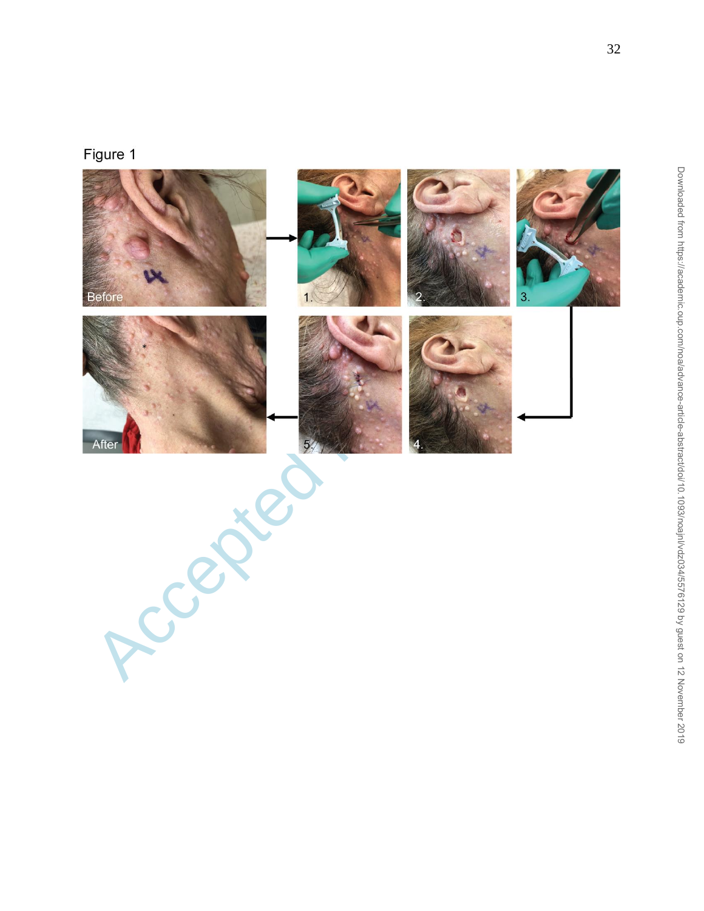Figure 1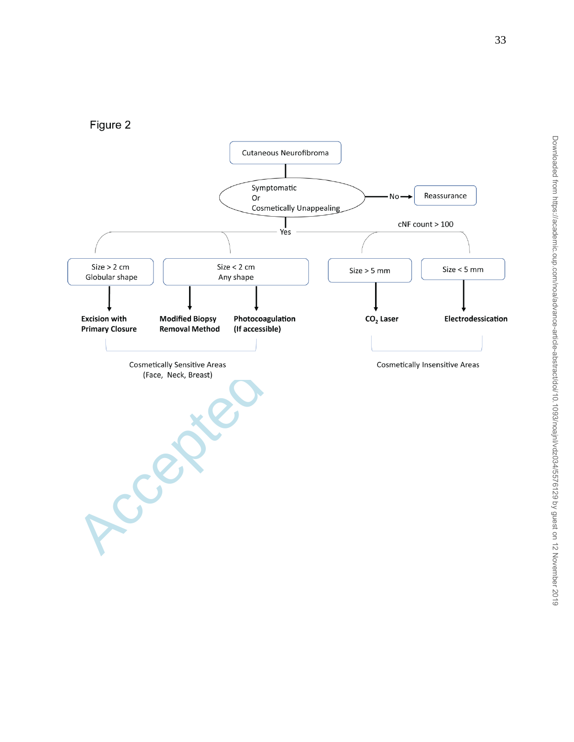Figure 2

Cutaneous Neurofibroma

Symptomatic
Or
Cosmetically Unappealing

No

Reassurance

Yes

cNF count > 100

Size > 2 cm
Globular shape

Size < 2 cm
Any shape

Size > 5 mm

Size < 5 mm

**Excision with Primary Closure**

**Modified Biopsy Removal Method**

**Photocoagulation (If accessible)**

**$CO_2$ Laser**

**Electrodessication**

Cosmetically Sensitive Areas
(Face, Neck, Breast)

Cosmetically Insensitive Areas